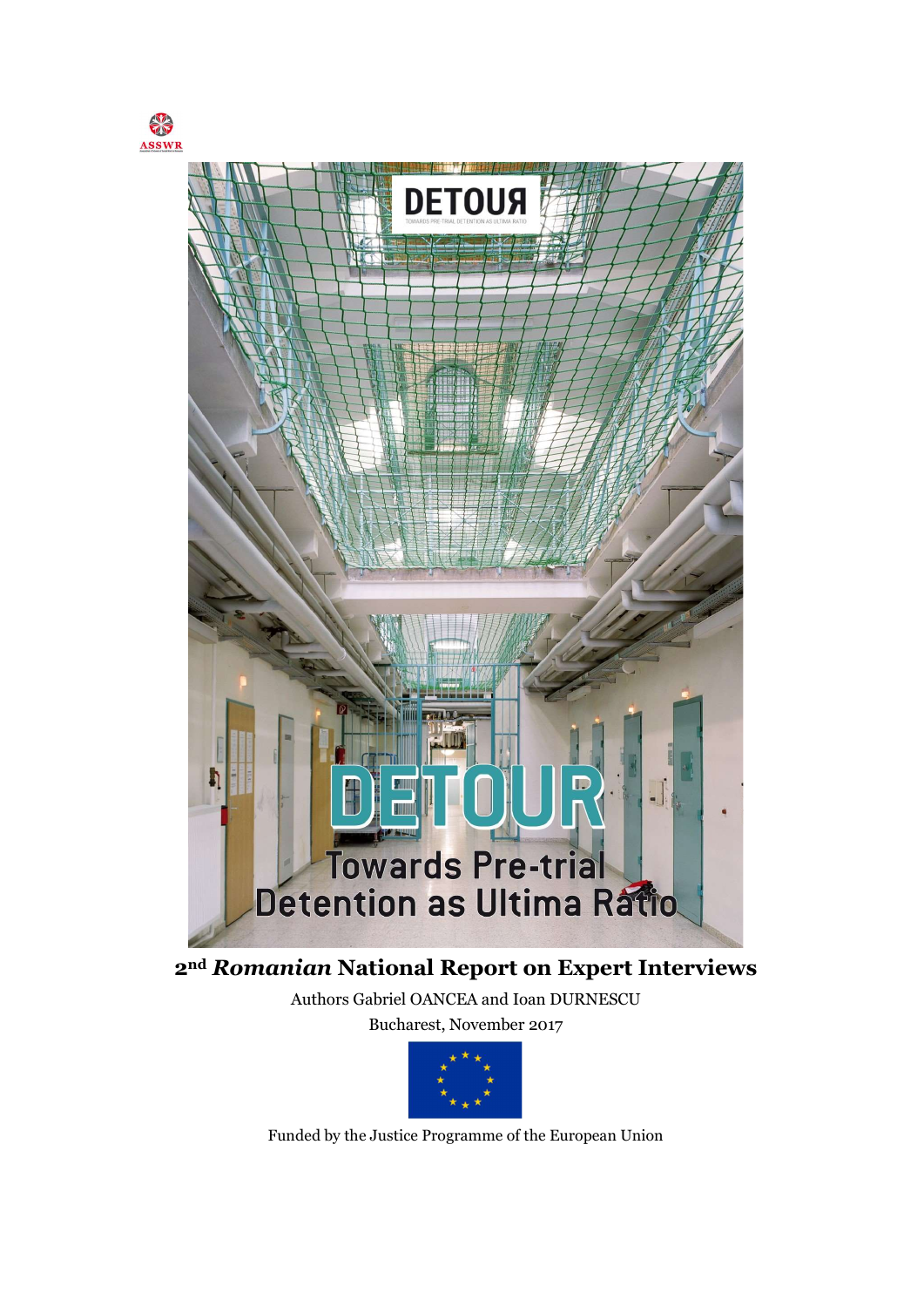ASSWR

DETOUR

Towards Pre-trial Detention as Ultima Ratio

# 2nd *Romanian* National Report on Expert Interviews

Authors Gabriel OANCEA and Ioan DURNESCU

Bucharest, November 2017

Funded by the Justice Programme of the European Union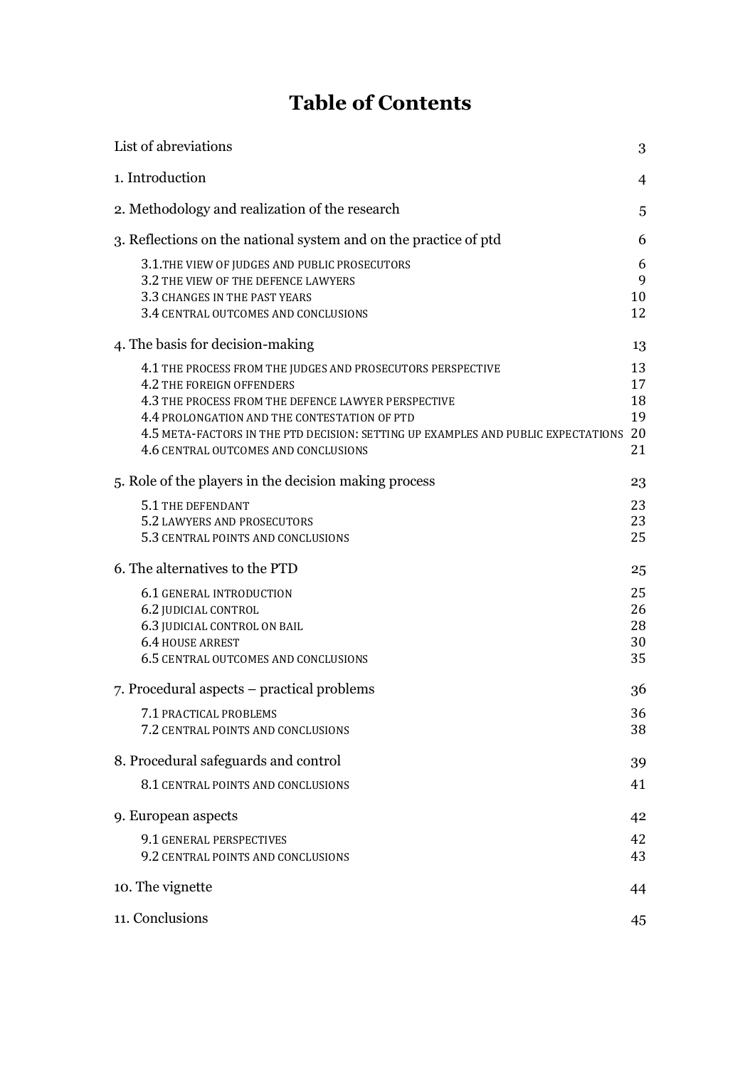# Table of Contents

| | |
|---|---|
| List of abreviations | 3 |
| 1. Introduction | 4 |
| 2. Methodology and realization of the research | 5 |
| 3. Reflections on the national system and on the practice of ptd | 6 |
| 3.1.THE VIEW OF JUDGES AND PUBLIC PROSECUTORS | 6 |
| 3.2 THE VIEW OF THE DEFENCE LAWYERS | 9 |
| 3.3 CHANGES IN THE PAST YEARS | 10 |
| 3.4 CENTRAL OUTCOMES AND CONCLUSIONS | 12 |
| 4. The basis for decision-making | 13 |
| 4.1 THE PROCESS FROM THE JUDGES AND PROSECUTORS PERSPECTIVE | 13 |
| 4.2 THE FOREIGN OFFENDERS | 17 |
| 4.3 THE PROCESS FROM THE DEFENCE LAWYER PERSPECTIVE | 18 |
| 4.4 PROLONGATION AND THE CONTESTATION OF PTD | 19 |
| 4.5 META-FACTORS IN THE PTD DECISION: SETTING UP EXAMPLES AND PUBLIC EXPECTATIONS | 20 |
| 4.6 CENTRAL OUTCOMES AND CONCLUSIONS | 21 |
| 5. Role of the players in the decision making process | 23 |
| 5.1 THE DEFENDANT | 23 |
| 5.2 LAWYERS AND PROSECUTORS | 23 |
| 5.3 CENTRAL POINTS AND CONCLUSIONS | 25 |
| 6. The alternatives to the PTD | 25 |
| 6.1 GENERAL INTRODUCTION | 25 |
| 6.2 JUDICIAL CONTROL | 26 |
| 6.3 JUDICIAL CONTROL ON BAIL | 28 |
| 6.4 HOUSE ARREST | 30 |
| 6.5 CENTRAL OUTCOMES AND CONCLUSIONS | 35 |
| 7. Procedural aspects – practical problems | 36 |
| 7.1 PRACTICAL PROBLEMS | 36 |
| 7.2 CENTRAL POINTS AND CONCLUSIONS | 38 |
| 8. Procedural safeguards and control | 39 |
| 8.1 CENTRAL POINTS AND CONCLUSIONS | 41 |
| 9. European aspects | 42 |
| 9.1 GENERAL PERSPECTIVES | 42 |
| 9.2 CENTRAL POINTS AND CONCLUSIONS | 43 |
| 10. The vignette | 44 |
| 11. Conclusions | 45 |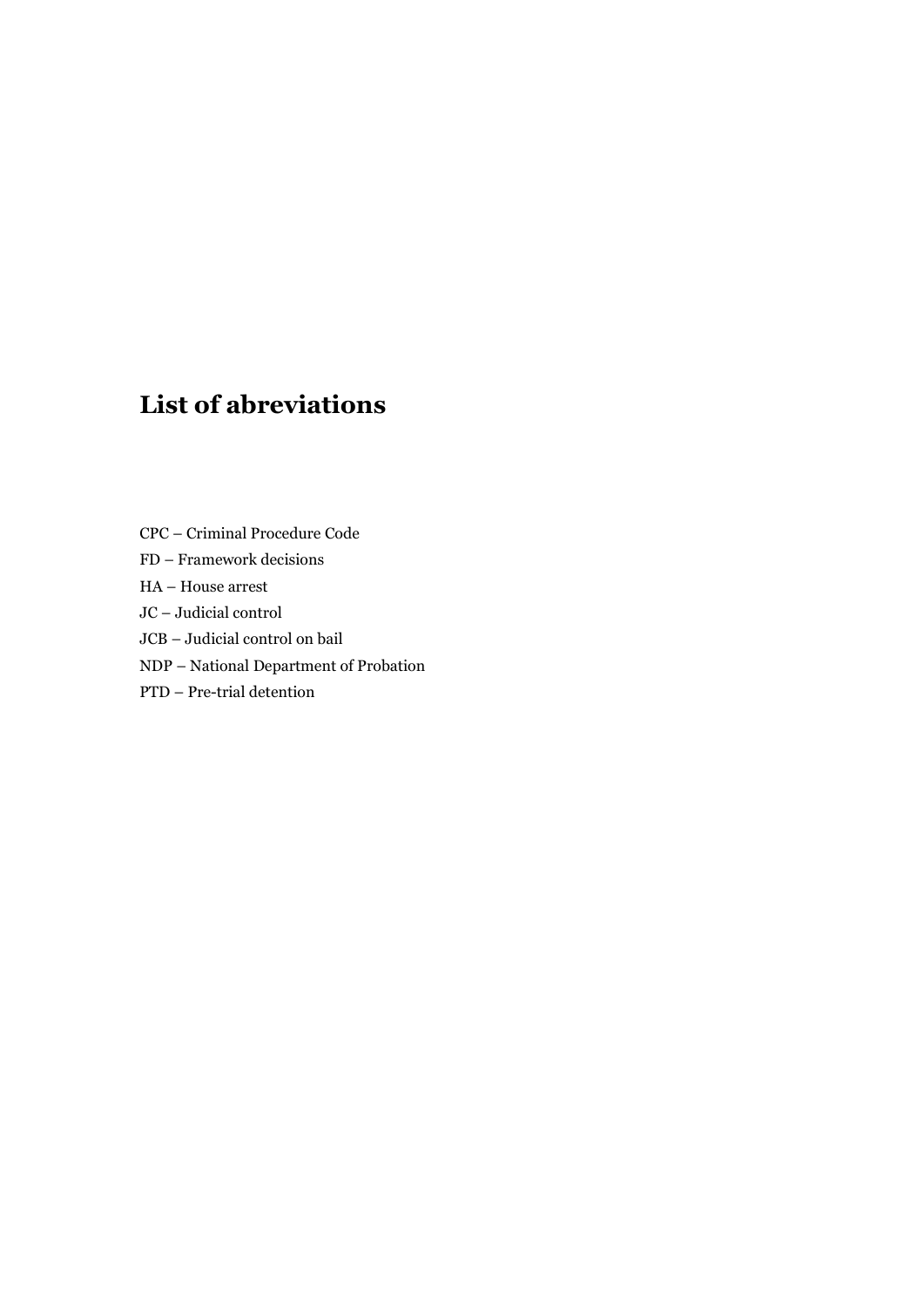# List of abreviations

CPC – Criminal Procedure Code

FD – Framework decisions

HA – House arrest

JC – Judicial control

JCB – Judicial control on bail

NDP – National Department of Probation

PTD – Pre-trial detention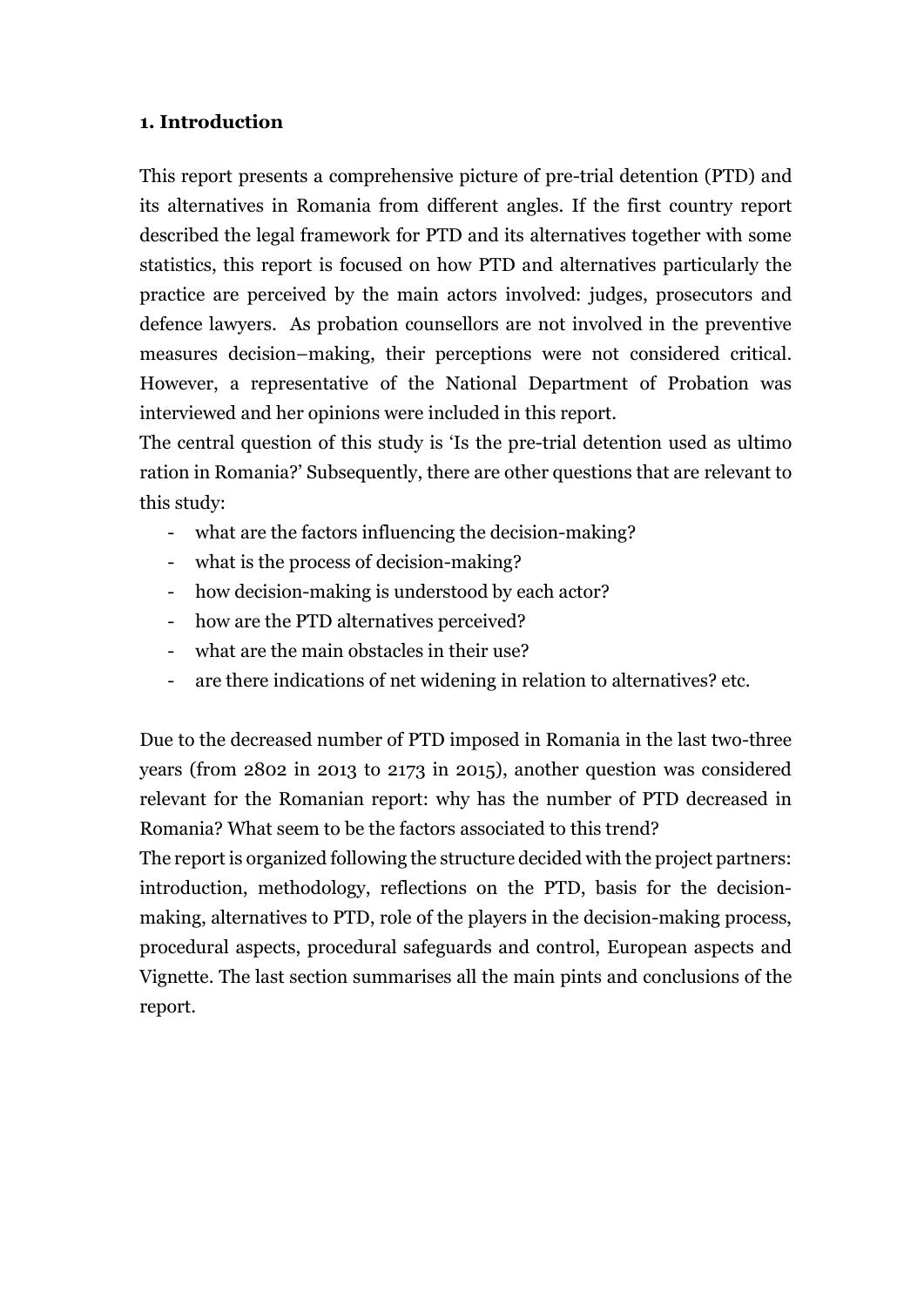## 1. Introduction

This report presents a comprehensive picture of pre-trial detention (PTD) and its alternatives in Romania from different angles. If the first country report described the legal framework for PTD and its alternatives together with some statistics, this report is focused on how PTD and alternatives particularly the practice are perceived by the main actors involved: judges, prosecutors and defence lawyers. As probation counsellors are not involved in the preventive measures decision–making, their perceptions were not considered critical. However, a representative of the National Department of Probation was interviewed and her opinions were included in this report.

The central question of this study is 'Is the pre-trial detention used as ultimo ration in Romania?' Subsequently, there are other questions that are relevant to this study:

- what are the factors influencing the decision-making?
- what is the process of decision-making?
- how decision-making is understood by each actor?
- how are the PTD alternatives perceived?
- what are the main obstacles in their use?
- are there indications of net widening in relation to alternatives? etc.

Due to the decreased number of PTD imposed in Romania in the last two-three years (from 2802 in 2013 to 2173 in 2015), another question was considered relevant for the Romanian report: why has the number of PTD decreased in Romania? What seem to be the factors associated to this trend?

The report is organized following the structure decided with the project partners: introduction, methodology, reflections on the PTD, basis for the decision-making, alternatives to PTD, role of the players in the decision-making process, procedural aspects, procedural safeguards and control, European aspects and Vignette. The last section summarises all the main pints and conclusions of the report.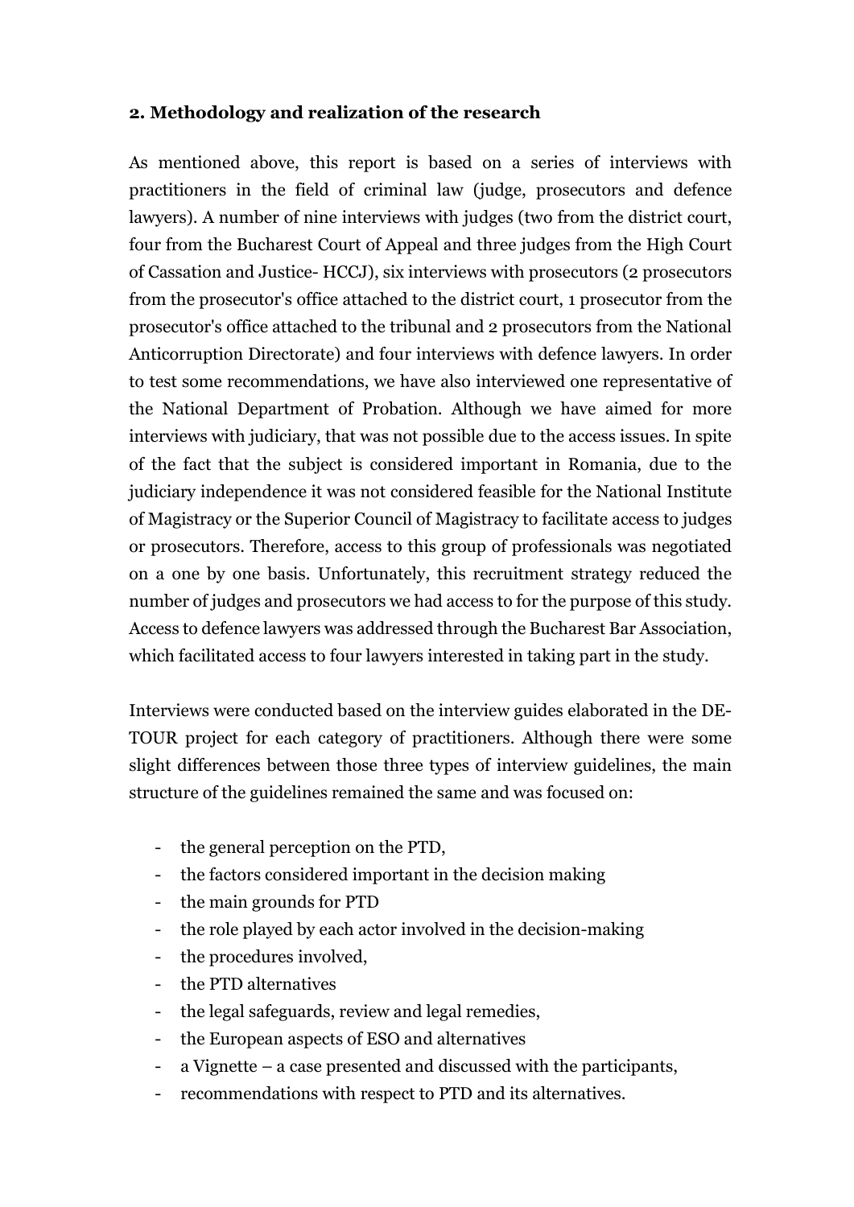## 2. Methodology and realization of the research

As mentioned above, this report is based on a series of interviews with practitioners in the field of criminal law (judge, prosecutors and defence lawyers). A number of nine interviews with judges (two from the district court, four from the Bucharest Court of Appeal and three judges from the High Court of Cassation and Justice- HCCJ), six interviews with prosecutors (2 prosecutors from the prosecutor's office attached to the district court, 1 prosecutor from the prosecutor's office attached to the tribunal and 2 prosecutors from the National Anticorruption Directorate) and four interviews with defence lawyers. In order to test some recommendations, we have also interviewed one representative of the National Department of Probation. Although we have aimed for more interviews with judiciary, that was not possible due to the access issues. In spite of the fact that the subject is considered important in Romania, due to the judiciary independence it was not considered feasible for the National Institute of Magistracy or the Superior Council of Magistracy to facilitate access to judges or prosecutors. Therefore, access to this group of professionals was negotiated on a one by one basis. Unfortunately, this recruitment strategy reduced the number of judges and prosecutors we had access to for the purpose of this study. Access to defence lawyers was addressed through the Bucharest Bar Association, which facilitated access to four lawyers interested in taking part in the study.

Interviews were conducted based on the interview guides elaborated in the DE-TOUR project for each category of practitioners. Although there were some slight differences between those three types of interview guidelines, the main structure of the guidelines remained the same and was focused on:

- the general perception on the PTD,
- the factors considered important in the decision making
- the main grounds for PTD
- the role played by each actor involved in the decision-making
- the procedures involved,
- the PTD alternatives
- the legal safeguards, review and legal remedies,
- the European aspects of ESO and alternatives
- a Vignette – a case presented and discussed with the participants,
- recommendations with respect to PTD and its alternatives.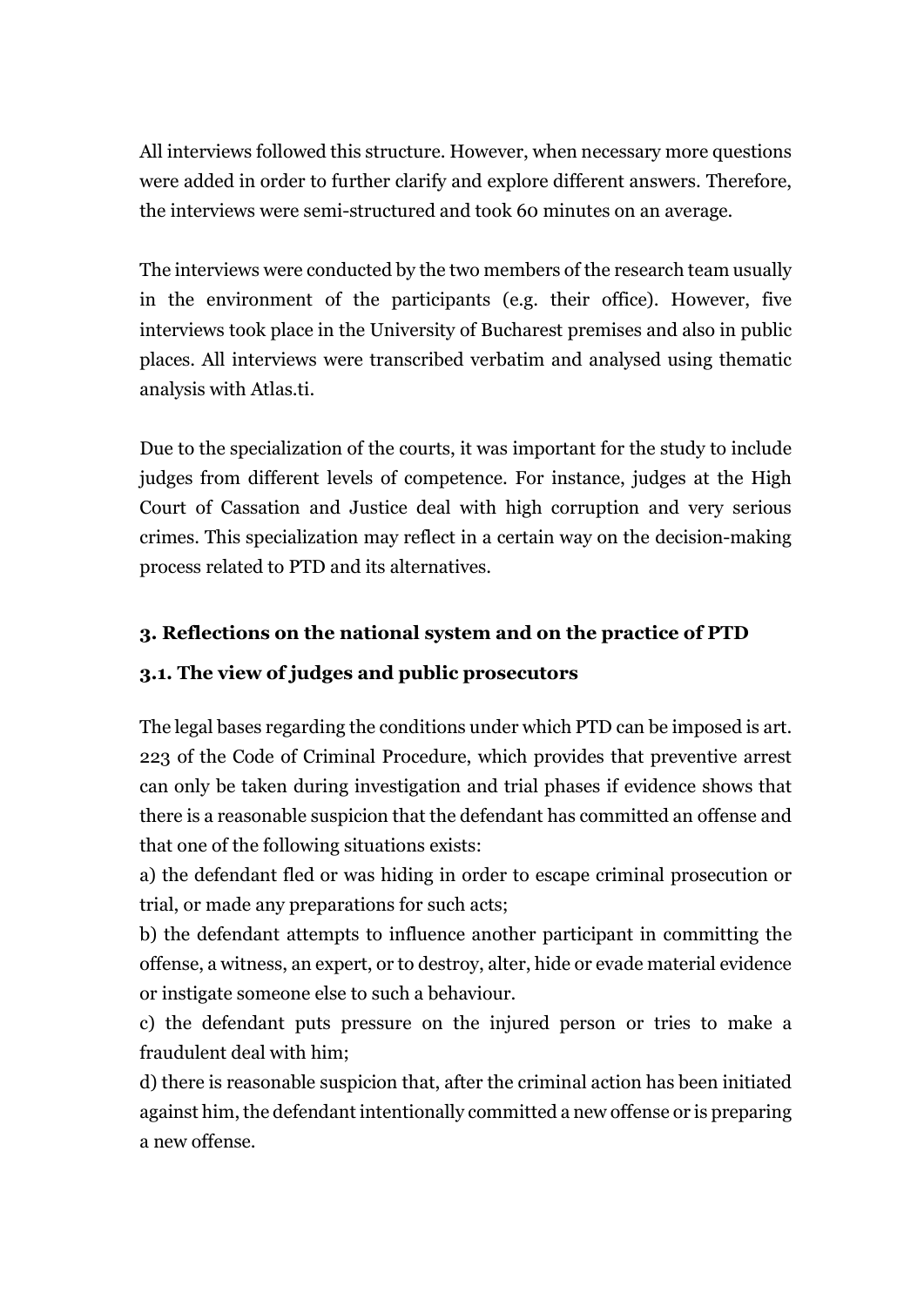All interviews followed this structure. However, when necessary more questions were added in order to further clarify and explore different answers. Therefore, the interviews were semi-structured and took 60 minutes on an average.

The interviews were conducted by the two members of the research team usually in the environment of the participants (e.g. their office). However, five interviews took place in the University of Bucharest premises and also in public places. All interviews were transcribed verbatim and analysed using thematic analysis with Atlas.ti.

Due to the specialization of the courts, it was important for the study to include judges from different levels of competence. For instance, judges at the High Court of Cassation and Justice deal with high corruption and very serious crimes. This specialization may reflect in a certain way on the decision-making process related to PTD and its alternatives.

## 3. Reflections on the national system and on the practice of PTD

### 3.1. The view of judges and public prosecutors

The legal bases regarding the conditions under which PTD can be imposed is art. 223 of the Code of Criminal Procedure, which provides that preventive arrest can only be taken during investigation and trial phases if evidence shows that there is a reasonable suspicion that the defendant has committed an offense and that one of the following situations exists:

a) the defendant fled or was hiding in order to escape criminal prosecution or trial, or made any preparations for such acts;

b) the defendant attempts to influence another participant in committing the offense, a witness, an expert, or to destroy, alter, hide or evade material evidence or instigate someone else to such a behaviour.

c) the defendant puts pressure on the injured person or tries to make a fraudulent deal with him;

d) there is reasonable suspicion that, after the criminal action has been initiated against him, the defendant intentionally committed a new offense or is preparing a new offense.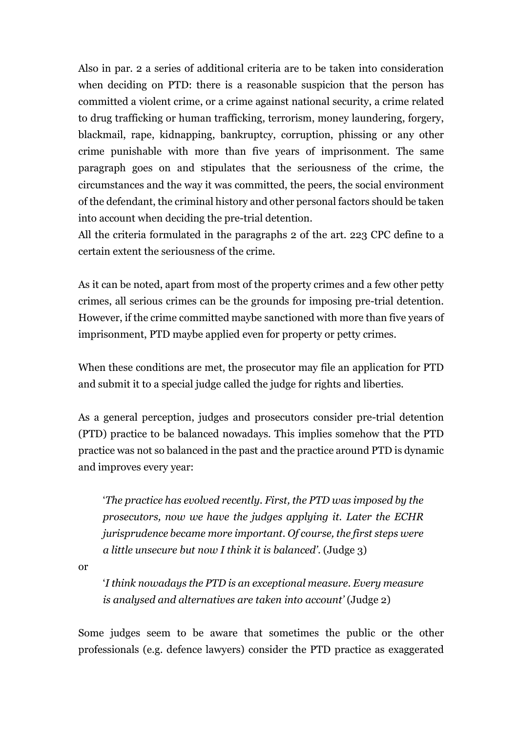Also in par. 2 a series of additional criteria are to be taken into consideration when deciding on PTD: there is a reasonable suspicion that the person has committed a violent crime, or a crime against national security, a crime related to drug trafficking or human trafficking, terrorism, money laundering, forgery, blackmail, rape, kidnapping, bankruptcy, corruption, phissing or any other crime punishable with more than five years of imprisonment. The same paragraph goes on and stipulates that the seriousness of the crime, the circumstances and the way it was committed, the peers, the social environment of the defendant, the criminal history and other personal factors should be taken into account when deciding the pre-trial detention.
All the criteria formulated in the paragraphs 2 of the art. 223 CPC define to a certain extent the seriousness of the crime.

As it can be noted, apart from most of the property crimes and a few other petty crimes, all serious crimes can be the grounds for imposing pre-trial detention. However, if the crime committed maybe sanctioned with more than five years of imprisonment, PTD maybe applied even for property or petty crimes.

When these conditions are met, the prosecutor may file an application for PTD and submit it to a special judge called the judge for rights and liberties.

As a general perception, judges and prosecutors consider pre-trial detention (PTD) practice to be balanced nowadays. This implies somehow that the PTD practice was not so balanced in the past and the practice around PTD is dynamic and improves every year:

> '*The practice has evolved recently. First, the PTD was imposed by the prosecutors, now we have the judges applying it. Later the ECHR jurisprudence became more important. Of course, the first steps were a little unsecure but now I think it is balanced'*. (Judge 3)

or

> '*I think nowadays the PTD is an exceptional measure. Every measure is analysed and alternatives are taken into account'* (Judge 2)

Some judges seem to be aware that sometimes the public or the other professionals (e.g. defence lawyers) consider the PTD practice as exaggerated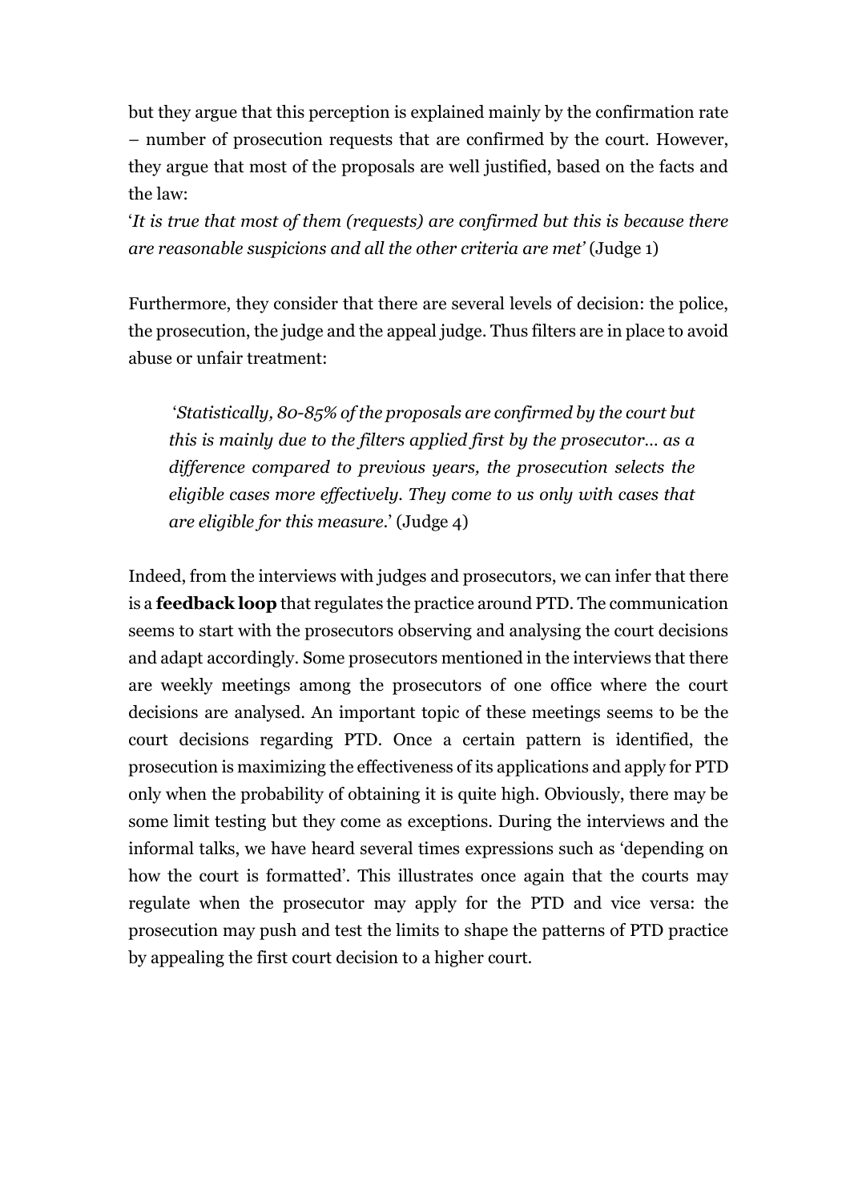but they argue that this perception is explained mainly by the confirmation rate – number of prosecution requests that are confirmed by the court. However, they argue that most of the proposals are well justified, based on the facts and the law:

'*It is true that most of them (requests) are confirmed but this is because there are reasonable suspicions and all the other criteria are met*' (Judge 1)

Furthermore, they consider that there are several levels of decision: the police, the prosecution, the judge and the appeal judge. Thus filters are in place to avoid abuse or unfair treatment:

> '*Statistically, 80-85% of the proposals are confirmed by the court but this is mainly due to the filters applied first by the prosecutor… as a difference compared to previous years, the prosecution selects the eligible cases more effectively. They come to us only with cases that are eligible for this measure.*' (Judge 4)

Indeed, from the interviews with judges and prosecutors, we can infer that there is a **feedback loop** that regulates the practice around PTD. The communication seems to start with the prosecutors observing and analysing the court decisions and adapt accordingly. Some prosecutors mentioned in the interviews that there are weekly meetings among the prosecutors of one office where the court decisions are analysed. An important topic of these meetings seems to be the court decisions regarding PTD. Once a certain pattern is identified, the prosecution is maximizing the effectiveness of its applications and apply for PTD only when the probability of obtaining it is quite high. Obviously, there may be some limit testing but they come as exceptions. During the interviews and the informal talks, we have heard several times expressions such as 'depending on how the court is formatted'. This illustrates once again that the courts may regulate when the prosecutor may apply for the PTD and vice versa: the prosecution may push and test the limits to shape the patterns of PTD practice by appealing the first court decision to a higher court.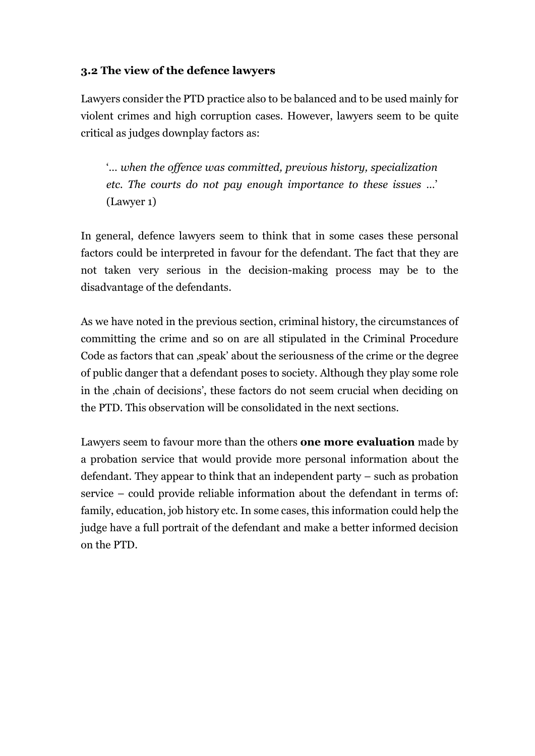### 3.2 The view of the defence lawyers

Lawyers consider the PTD practice also to be balanced and to be used mainly for violent crimes and high corruption cases. However, lawyers seem to be quite critical as judges downplay factors as:

> '*... when the offence was committed, previous history, specialization etc. The courts do not pay enough importance to these issues ...*' (Lawyer 1)

In general, defence lawyers seem to think that in some cases these personal factors could be interpreted in favour for the defendant. The fact that they are not taken very serious in the decision-making process may be to the disadvantage of the defendants.

As we have noted in the previous section, criminal history, the circumstances of committing the crime and so on are all stipulated in the Criminal Procedure Code as factors that can ‚speak' about the seriousness of the crime or the degree of public danger that a defendant poses to society. Although they play some role in the ‚chain of decisions', these factors do not seem crucial when deciding on the PTD. This observation will be consolidated in the next sections.

Lawyers seem to favour more than the others **one more evaluation** made by a probation service that would provide more personal information about the defendant. They appear to think that an independent party – such as probation service – could provide reliable information about the defendant in terms of: family, education, job history etc. In some cases, this information could help the judge have a full portrait of the defendant and make a better informed decision on the PTD.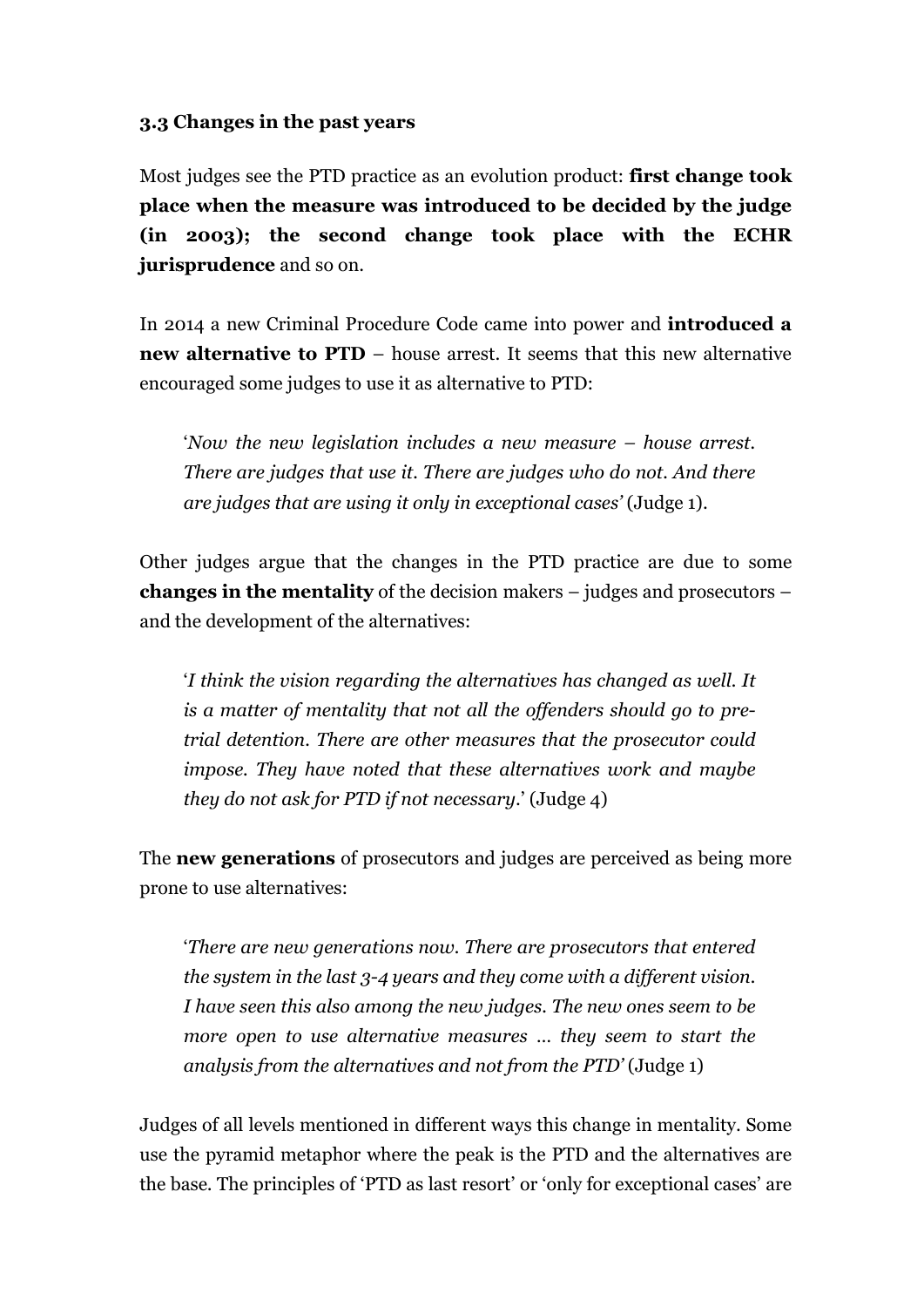### 3.3 Changes in the past years

Most judges see the PTD practice as an evolution product: **first change took place when the measure was introduced to be decided by the judge (in 2003); the second change took place with the ECHR jurisprudence** and so on.

In 2014 a new Criminal Procedure Code came into power and **introduced a new alternative to PTD** – house arrest. It seems that this new alternative encouraged some judges to use it as alternative to PTD:

> '*Now the new legislation includes a new measure – house arrest. There are judges that use it. There are judges who do not. And there are judges that are using it only in exceptional cases'* (Judge 1).

Other judges argue that the changes in the PTD practice are due to some **changes in the mentality** of the decision makers – judges and prosecutors – and the development of the alternatives:

> '*I think the vision regarding the alternatives has changed as well. It is a matter of mentality that not all the offenders should go to pre-trial detention. There are other measures that the prosecutor could impose. They have noted that these alternatives work and maybe they do not ask for PTD if not necessary.*' (Judge 4)

The **new generations** of prosecutors and judges are perceived as being more prone to use alternatives:

> '*There are new generations now. There are prosecutors that entered the system in the last 3-4 years and they come with a different vision. I have seen this also among the new judges. The new ones seem to be more open to use alternative measures … they seem to start the analysis from the alternatives and not from the PTD'* (Judge 1)

Judges of all levels mentioned in different ways this change in mentality. Some use the pyramid metaphor where the peak is the PTD and the alternatives are the base. The principles of 'PTD as last resort' or 'only for exceptional cases' are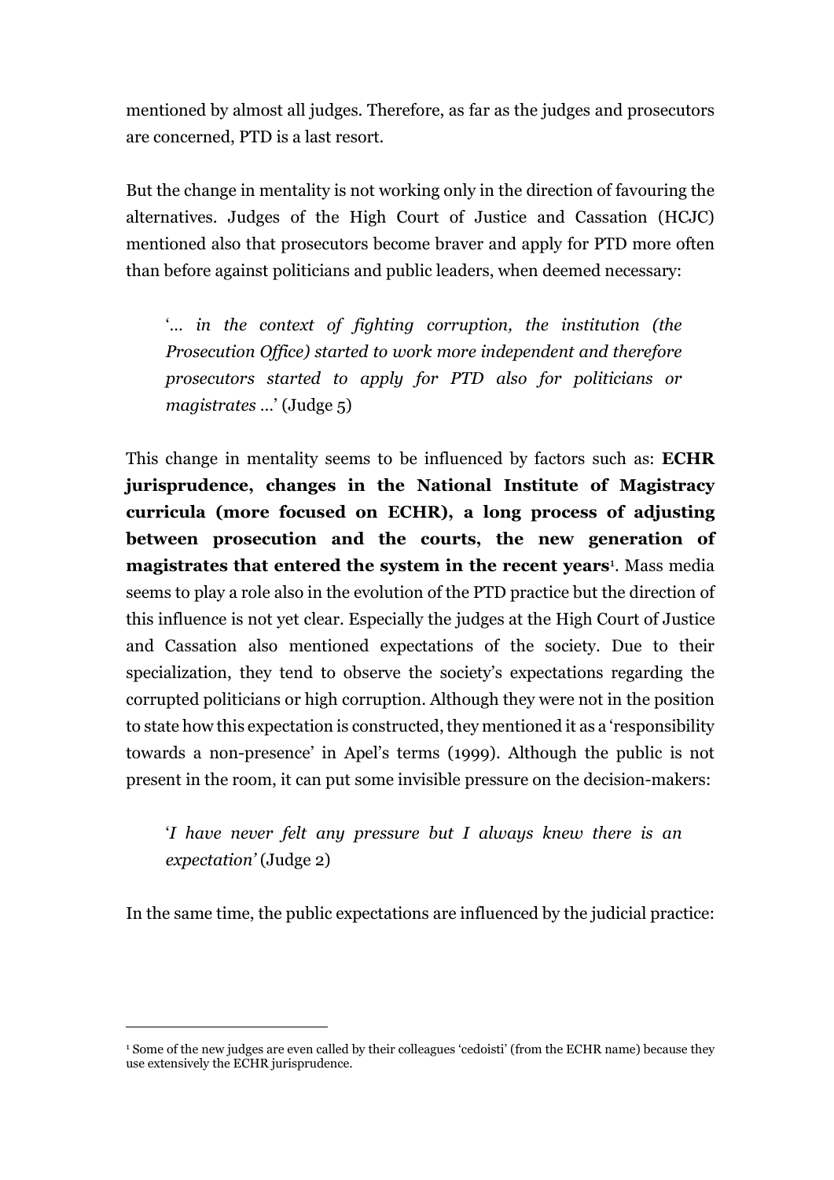mentioned by almost all judges. Therefore, as far as the judges and prosecutors are concerned, PTD is a last resort.

But the change in mentality is not working only in the direction of favouring the alternatives. Judges of the High Court of Justice and Cassation (HCJC) mentioned also that prosecutors become braver and apply for PTD more often than before against politicians and public leaders, when deemed necessary:

> '*… in the context of fighting corruption, the institution (the Prosecution Office) started to work more independent and therefore prosecutors started to apply for PTD also for politicians or magistrates …*' (Judge 5)

This change in mentality seems to be influenced by factors such as: **ECHR jurisprudence, changes in the National Institute of Magistracy curricula (more focused on ECHR), a long process of adjusting between prosecution and the courts, the new generation of magistrates that entered the system in the recent years**[1]. Mass media seems to play a role also in the evolution of the PTD practice but the direction of this influence is not yet clear. Especially the judges at the High Court of Justice and Cassation also mentioned expectations of the society. Due to their specialization, they tend to observe the society's expectations regarding the corrupted politicians or high corruption. Although they were not in the position to state how this expectation is constructed, they mentioned it as a 'responsibility towards a non-presence' in Apel's terms (1999). Although the public is not present in the room, it can put some invisible pressure on the decision-makers:

> '*I have never felt any pressure but I always knew there is an expectation'* (Judge 2)

In the same time, the public expectations are influenced by the judicial practice:

[1] Some of the new judges are even called by their colleagues 'cedoisti' (from the ECHR name) because they use extensively the ECHR jurisprudence.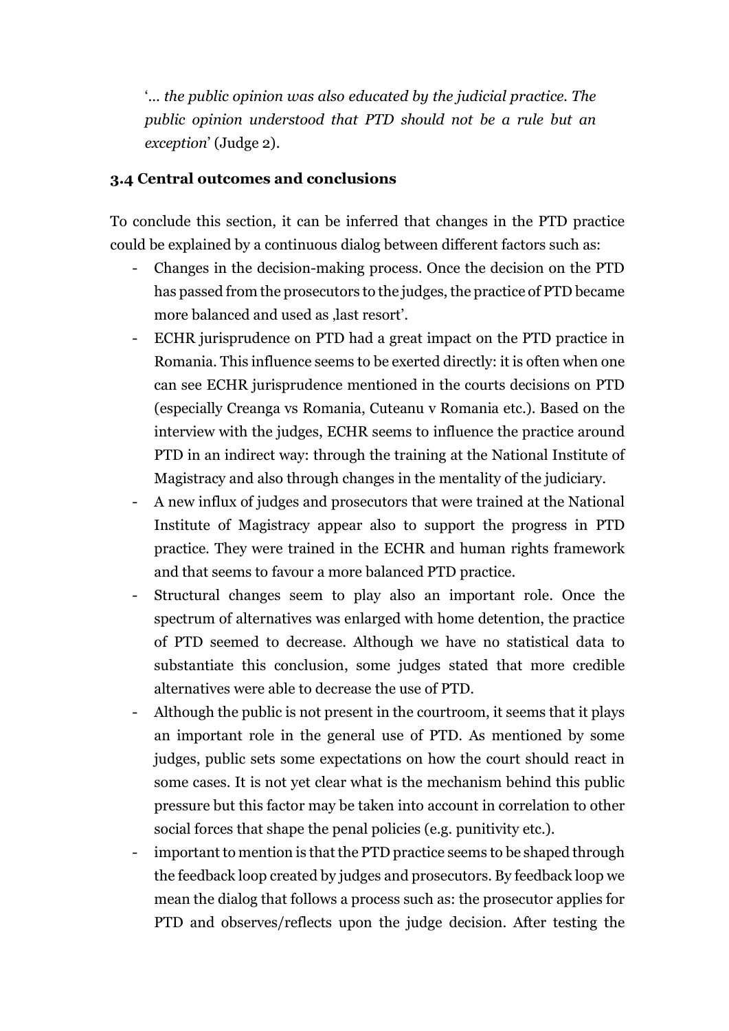'... *the public opinion was also educated by the judicial practice. The public opinion understood that PTD should not be a rule but an exception*' (Judge 2).

### 3.4 Central outcomes and conclusions

To conclude this section, it can be inferred that changes in the PTD practice could be explained by a continuous dialog between different factors such as:

- Changes in the decision-making process. Once the decision on the PTD has passed from the prosecutors to the judges, the practice of PTD became more balanced and used as ‚last resort'.
- ECHR jurisprudence on PTD had a great impact on the PTD practice in Romania. This influence seems to be exerted directly: it is often when one can see ECHR jurisprudence mentioned in the courts decisions on PTD (especially Creanga vs Romania, Cuteanu v Romania etc.). Based on the interview with the judges, ECHR seems to influence the practice around PTD in an indirect way: through the training at the National Institute of Magistracy and also through changes in the mentality of the judiciary.
- A new influx of judges and prosecutors that were trained at the National Institute of Magistracy appear also to support the progress in PTD practice. They were trained in the ECHR and human rights framework and that seems to favour a more balanced PTD practice.
- Structural changes seem to play also an important role. Once the spectrum of alternatives was enlarged with home detention, the practice of PTD seemed to decrease. Although we have no statistical data to substantiate this conclusion, some judges stated that more credible alternatives were able to decrease the use of PTD.
- Although the public is not present in the courtroom, it seems that it plays an important role in the general use of PTD. As mentioned by some judges, public sets some expectations on how the court should react in some cases. It is not yet clear what is the mechanism behind this public pressure but this factor may be taken into account in correlation to other social forces that shape the penal policies (e.g. punitivity etc.).
- important to mention is that the PTD practice seems to be shaped through the feedback loop created by judges and prosecutors. By feedback loop we mean the dialog that follows a process such as: the prosecutor applies for PTD and observes/reflects upon the judge decision. After testing the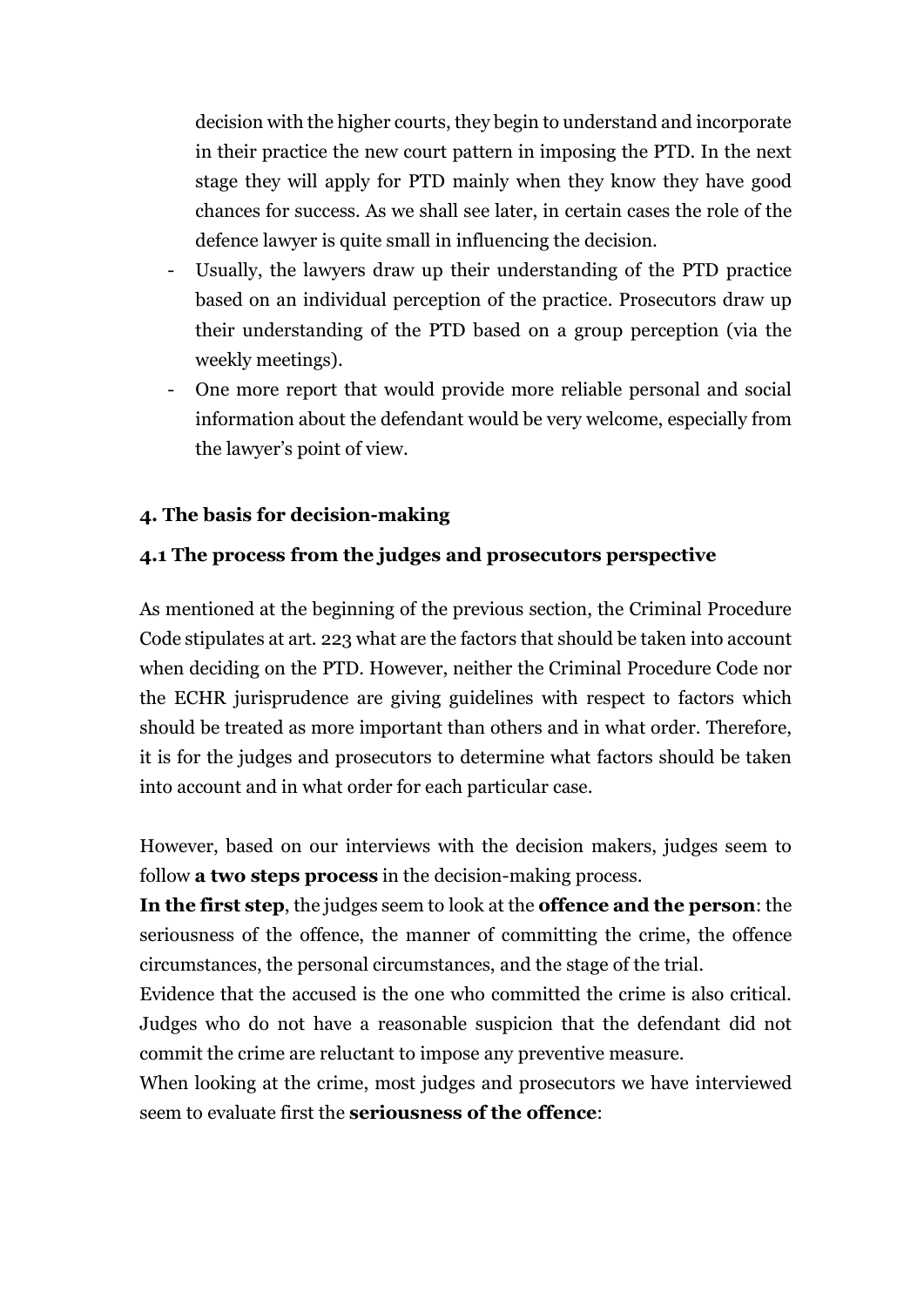decision with the higher courts, they begin to understand and incorporate in their practice the new court pattern in imposing the PTD. In the next stage they will apply for PTD mainly when they know they have good chances for success. As we shall see later, in certain cases the role of the defence lawyer is quite small in influencing the decision.

- Usually, the lawyers draw up their understanding of the PTD practice based on an individual perception of the practice. Prosecutors draw up their understanding of the PTD based on a group perception (via the weekly meetings).
- One more report that would provide more reliable personal and social information about the defendant would be very welcome, especially from the lawyer's point of view.

## 4. The basis for decision-making

### 4.1 The process from the judges and prosecutors perspective

As mentioned at the beginning of the previous section, the Criminal Procedure Code stipulates at art. 223 what are the factors that should be taken into account when deciding on the PTD. However, neither the Criminal Procedure Code nor the ECHR jurisprudence are giving guidelines with respect to factors which should be treated as more important than others and in what order. Therefore, it is for the judges and prosecutors to determine what factors should be taken into account and in what order for each particular case.

However, based on our interviews with the decision makers, judges seem to follow **a two steps process** in the decision-making process.

**In the first step**, the judges seem to look at the **offence and the person**: the seriousness of the offence, the manner of committing the crime, the offence circumstances, the personal circumstances, and the stage of the trial.

Evidence that the accused is the one who committed the crime is also critical. Judges who do not have a reasonable suspicion that the defendant did not commit the crime are reluctant to impose any preventive measure.

When looking at the crime, most judges and prosecutors we have interviewed seem to evaluate first the **seriousness of the offence**: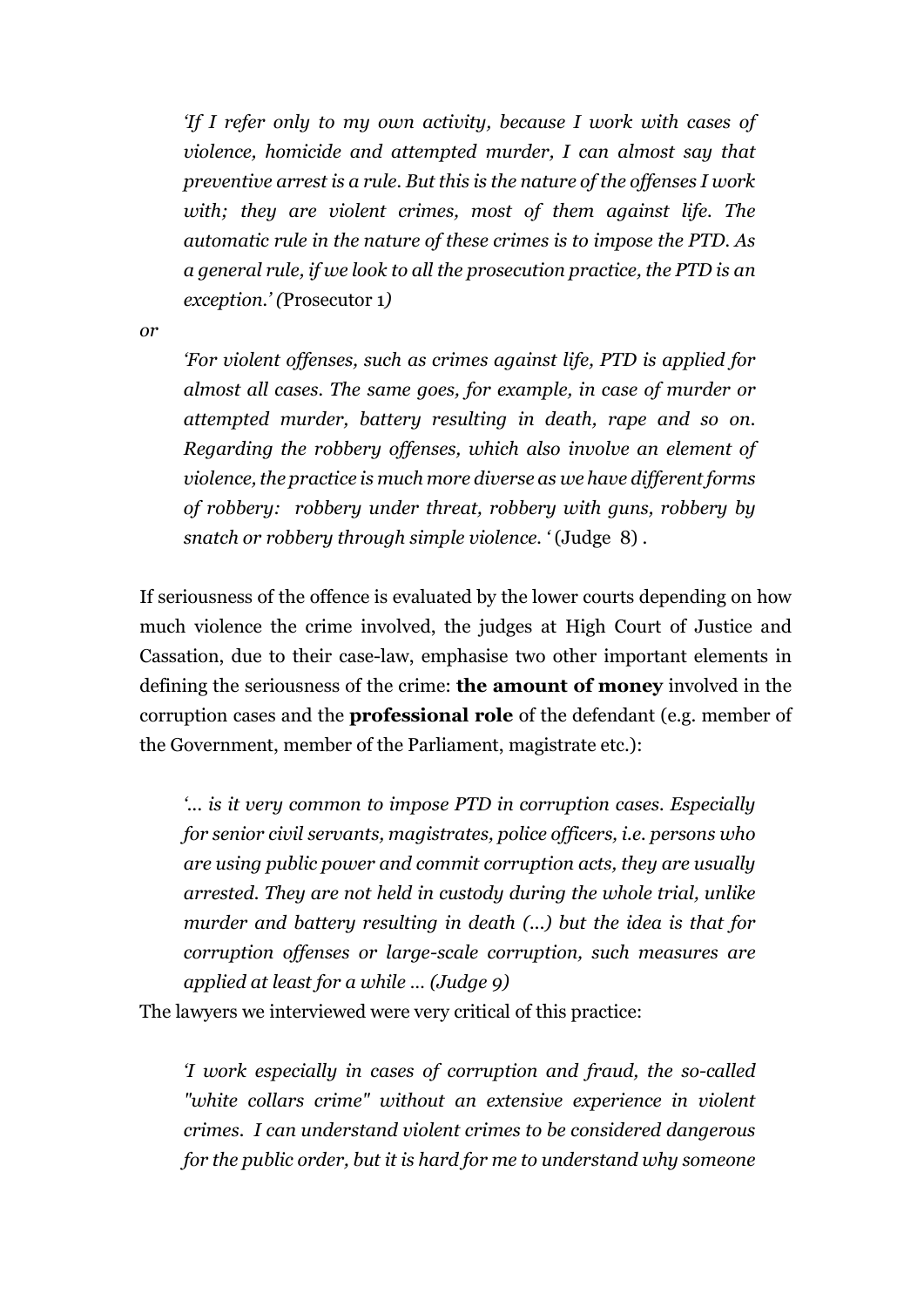> *'If I refer only to my own activity, because I work with cases of violence, homicide and attempted murder, I can almost say that preventive arrest is a rule. But this is the nature of the offenses I work with; they are violent crimes, most of them against life. The automatic rule in the nature of these crimes is to impose the PTD. As a general rule, if we look to all the prosecution practice, the PTD is an exception.' (*Prosecutor 1*)*

*or*

> *'For violent offenses, such as crimes against life, PTD is applied for almost all cases. The same goes, for example, in case of murder or attempted murder, battery resulting in death, rape and so on. Regarding the robbery offenses, which also involve an element of violence, the practice is much more diverse as we have different forms of robbery: robbery under threat, robbery with guns, robbery by snatch or robbery through simple violence. '* (Judge 8) .

If seriousness of the offence is evaluated by the lower courts depending on how much violence the crime involved, the judges at High Court of Justice and Cassation, due to their case-law, emphasise two other important elements in defining the seriousness of the crime: **the amount of money** involved in the corruption cases and the **professional role** of the defendant (e.g. member of the Government, member of the Parliament, magistrate etc.):

> *'... is it very common to impose PTD in corruption cases. Especially for senior civil servants, magistrates, police officers, i.e. persons who are using public power and commit corruption acts, they are usually arrested. They are not held in custody during the whole trial, unlike murder and battery resulting in death (...) but the idea is that for corruption offenses or large-scale corruption, such measures are applied at least for a while ... (Judge 9)*

The lawyers we interviewed were very critical of this practice:

> *'I work especially in cases of corruption and fraud, the so-called "white collars crime" without an extensive experience in violent crimes. I can understand violent crimes to be considered dangerous for the public order, but it is hard for me to understand why someone*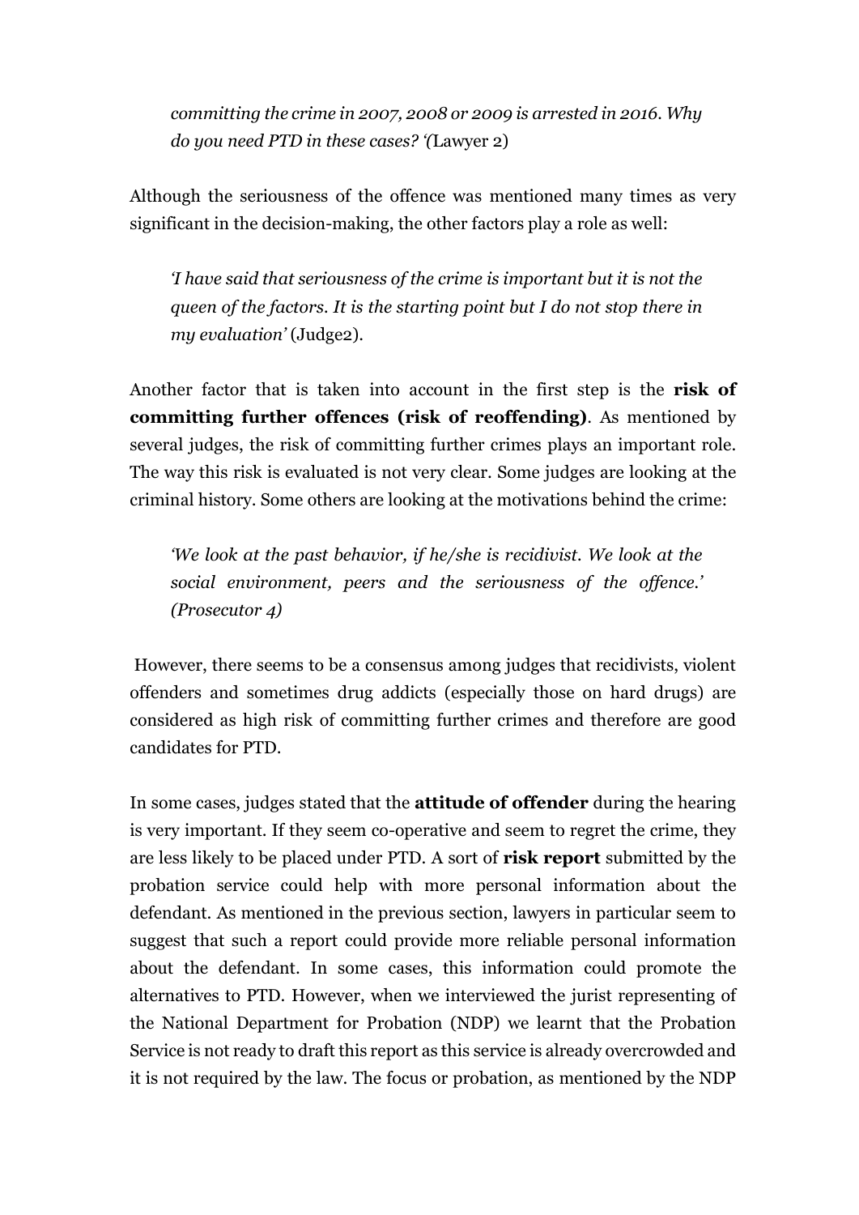*committing the crime in 2007, 2008 or 2009 is arrested in 2016. Why do you need PTD in these cases? '(*Lawyer 2)

Although the seriousness of the offence was mentioned many times as very significant in the decision-making, the other factors play a role as well:

> *'I have said that seriousness of the crime is important but it is not the queen of the factors. It is the starting point but I do not stop there in my evaluation'* (Judge2).

Another factor that is taken into account in the first step is the **risk of committing further offences (risk of reoffending)**. As mentioned by several judges, the risk of committing further crimes plays an important role. The way this risk is evaluated is not very clear. Some judges are looking at the criminal history. Some others are looking at the motivations behind the crime:

> *'We look at the past behavior, if he/she is recidivist. We look at the social environment, peers and the seriousness of the offence.' (Prosecutor 4)*

However, there seems to be a consensus among judges that recidivists, violent offenders and sometimes drug addicts (especially those on hard drugs) are considered as high risk of committing further crimes and therefore are good candidates for PTD.

In some cases, judges stated that the **attitude of offender** during the hearing is very important. If they seem co-operative and seem to regret the crime, they are less likely to be placed under PTD. A sort of **risk report** submitted by the probation service could help with more personal information about the defendant. As mentioned in the previous section, lawyers in particular seem to suggest that such a report could provide more reliable personal information about the defendant. In some cases, this information could promote the alternatives to PTD. However, when we interviewed the jurist representing of the National Department for Probation (NDP) we learnt that the Probation Service is not ready to draft this report as this service is already overcrowded and it is not required by the law. The focus or probation, as mentioned by the NDP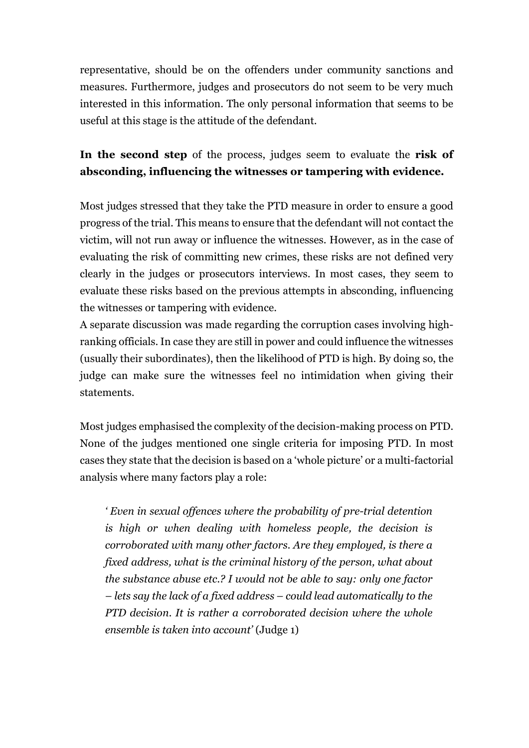representative, should be on the offenders under community sanctions and measures. Furthermore, judges and prosecutors do not seem to be very much interested in this information. The only personal information that seems to be useful at this stage is the attitude of the defendant.

**In the second step** of the process, judges seem to evaluate the **risk of absconding, influencing the witnesses or tampering with evidence.**

Most judges stressed that they take the PTD measure in order to ensure a good progress of the trial. This means to ensure that the defendant will not contact the victim, will not run away or influence the witnesses. However, as in the case of evaluating the risk of committing new crimes, these risks are not defined very clearly in the judges or prosecutors interviews. In most cases, they seem to evaluate these risks based on the previous attempts in absconding, influencing the witnesses or tampering with evidence.

A separate discussion was made regarding the corruption cases involving high-ranking officials. In case they are still in power and could influence the witnesses (usually their subordinates), then the likelihood of PTD is high. By doing so, the judge can make sure the witnesses feel no intimidation when giving their statements.

Most judges emphasised the complexity of the decision-making process on PTD. None of the judges mentioned one single criteria for imposing PTD. In most cases they state that the decision is based on a 'whole picture' or a multi-factorial analysis where many factors play a role:

> *' Even in sexual offences where the probability of pre-trial detention is high or when dealing with homeless people, the decision is corroborated with many other factors. Are they employed, is there a fixed address, what is the criminal history of the person, what about the substance abuse etc.? I would not be able to say: only one factor – lets say the lack of a fixed address – could lead automatically to the PTD decision. It is rather a corroborated decision where the whole ensemble is taken into account'* (Judge 1)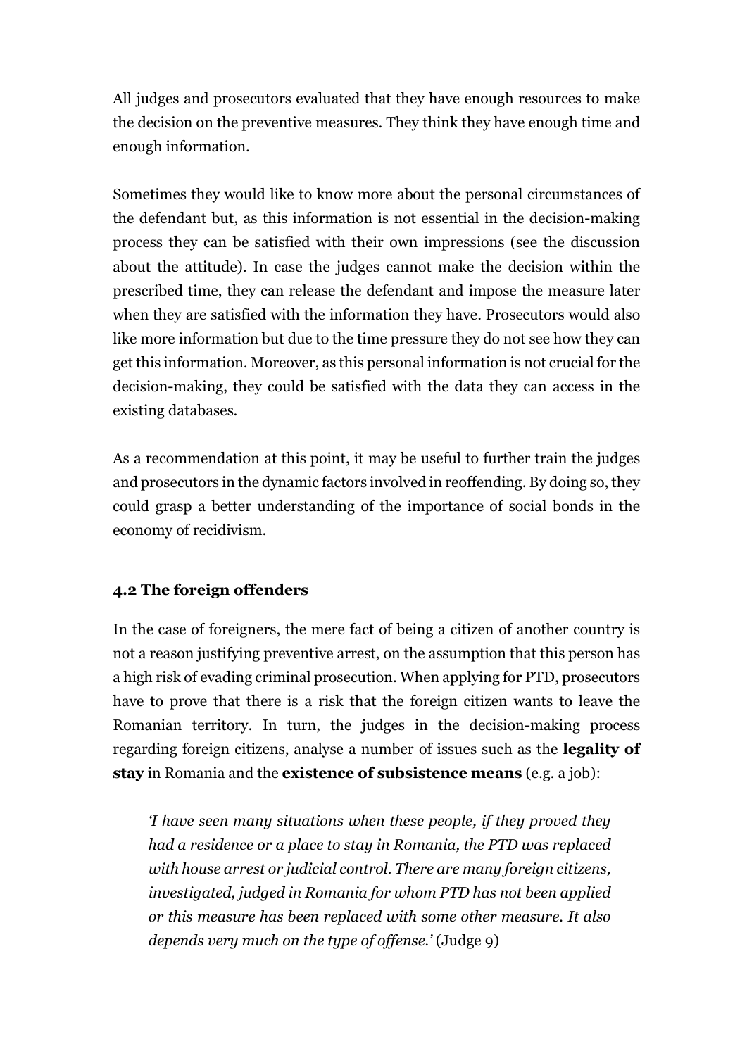All judges and prosecutors evaluated that they have enough resources to make the decision on the preventive measures. They think they have enough time and enough information.

Sometimes they would like to know more about the personal circumstances of the defendant but, as this information is not essential in the decision-making process they can be satisfied with their own impressions (see the discussion about the attitude). In case the judges cannot make the decision within the prescribed time, they can release the defendant and impose the measure later when they are satisfied with the information they have. Prosecutors would also like more information but due to the time pressure they do not see how they can get this information. Moreover, as this personal information is not crucial for the decision-making, they could be satisfied with the data they can access in the existing databases.

As a recommendation at this point, it may be useful to further train the judges and prosecutors in the dynamic factors involved in reoffending. By doing so, they could grasp a better understanding of the importance of social bonds in the economy of recidivism.

### 4.2 The foreign offenders

In the case of foreigners, the mere fact of being a citizen of another country is not a reason justifying preventive arrest, on the assumption that this person has a high risk of evading criminal prosecution. When applying for PTD, prosecutors have to prove that there is a risk that the foreign citizen wants to leave the Romanian territory. In turn, the judges in the decision-making process regarding foreign citizens, analyse a number of issues such as the **legality of stay** in Romania and the **existence of subsistence means** (e.g. a job):

> *'I have seen many situations when these people, if they proved they had a residence or a place to stay in Romania, the PTD was replaced with house arrest or judicial control. There are many foreign citizens, investigated, judged in Romania for whom PTD has not been applied or this measure has been replaced with some other measure. It also depends very much on the type of offense.'* (Judge 9)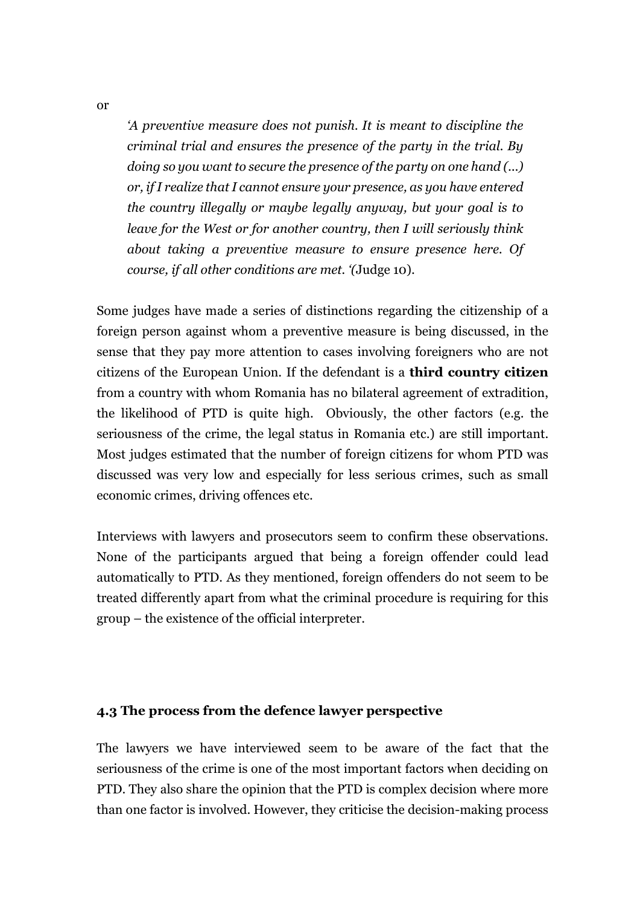or

> *'A preventive measure does not punish. It is meant to discipline the criminal trial and ensures the presence of the party in the trial. By doing so you want to secure the presence of the party on one hand (...) or, if I realize that I cannot ensure your presence, as you have entered the country illegally or maybe legally anyway, but your goal is to leave for the West or for another country, then I will seriously think about taking a preventive measure to ensure presence here. Of course, if all other conditions are met. '(*Judge 10).

Some judges have made a series of distinctions regarding the citizenship of a foreign person against whom a preventive measure is being discussed, in the sense that they pay more attention to cases involving foreigners who are not citizens of the European Union. If the defendant is a **third country citizen** from a country with whom Romania has no bilateral agreement of extradition, the likelihood of PTD is quite high. Obviously, the other factors (e.g. the seriousness of the crime, the legal status in Romania etc.) are still important. Most judges estimated that the number of foreign citizens for whom PTD was discussed was very low and especially for less serious crimes, such as small economic crimes, driving offences etc.

Interviews with lawyers and prosecutors seem to confirm these observations. None of the participants argued that being a foreign offender could lead automatically to PTD. As they mentioned, foreign offenders do not seem to be treated differently apart from what the criminal procedure is requiring for this group – the existence of the official interpreter.

### 4.3 The process from the defence lawyer perspective

The lawyers we have interviewed seem to be aware of the fact that the seriousness of the crime is one of the most important factors when deciding on PTD. They also share the opinion that the PTD is complex decision where more than one factor is involved. However, they criticise the decision-making process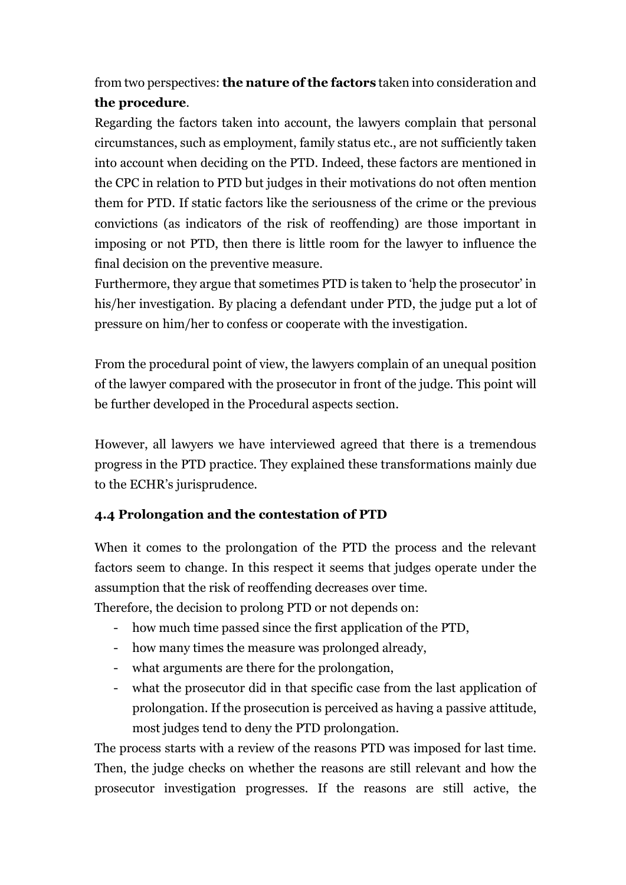from two perspectives: **the nature of the factors** taken into consideration and **the procedure**.

Regarding the factors taken into account, the lawyers complain that personal circumstances, such as employment, family status etc., are not sufficiently taken into account when deciding on the PTD. Indeed, these factors are mentioned in the CPC in relation to PTD but judges in their motivations do not often mention them for PTD. If static factors like the seriousness of the crime or the previous convictions (as indicators of the risk of reoffending) are those important in imposing or not PTD, then there is little room for the lawyer to influence the final decision on the preventive measure.

Furthermore, they argue that sometimes PTD is taken to 'help the prosecutor' in his/her investigation. By placing a defendant under PTD, the judge put a lot of pressure on him/her to confess or cooperate with the investigation.

From the procedural point of view, the lawyers complain of an unequal position of the lawyer compared with the prosecutor in front of the judge. This point will be further developed in the Procedural aspects section.

However, all lawyers we have interviewed agreed that there is a tremendous progress in the PTD practice. They explained these transformations mainly due to the ECHR's jurisprudence.

### 4.4 Prolongation and the contestation of PTD

When it comes to the prolongation of the PTD the process and the relevant factors seem to change. In this respect it seems that judges operate under the assumption that the risk of reoffending decreases over time.

Therefore, the decision to prolong PTD or not depends on:

- how much time passed since the first application of the PTD,
- how many times the measure was prolonged already,
- what arguments are there for the prolongation,
- what the prosecutor did in that specific case from the last application of prolongation. If the prosecution is perceived as having a passive attitude, most judges tend to deny the PTD prolongation.

The process starts with a review of the reasons PTD was imposed for last time. Then, the judge checks on whether the reasons are still relevant and how the prosecutor investigation progresses. If the reasons are still active, the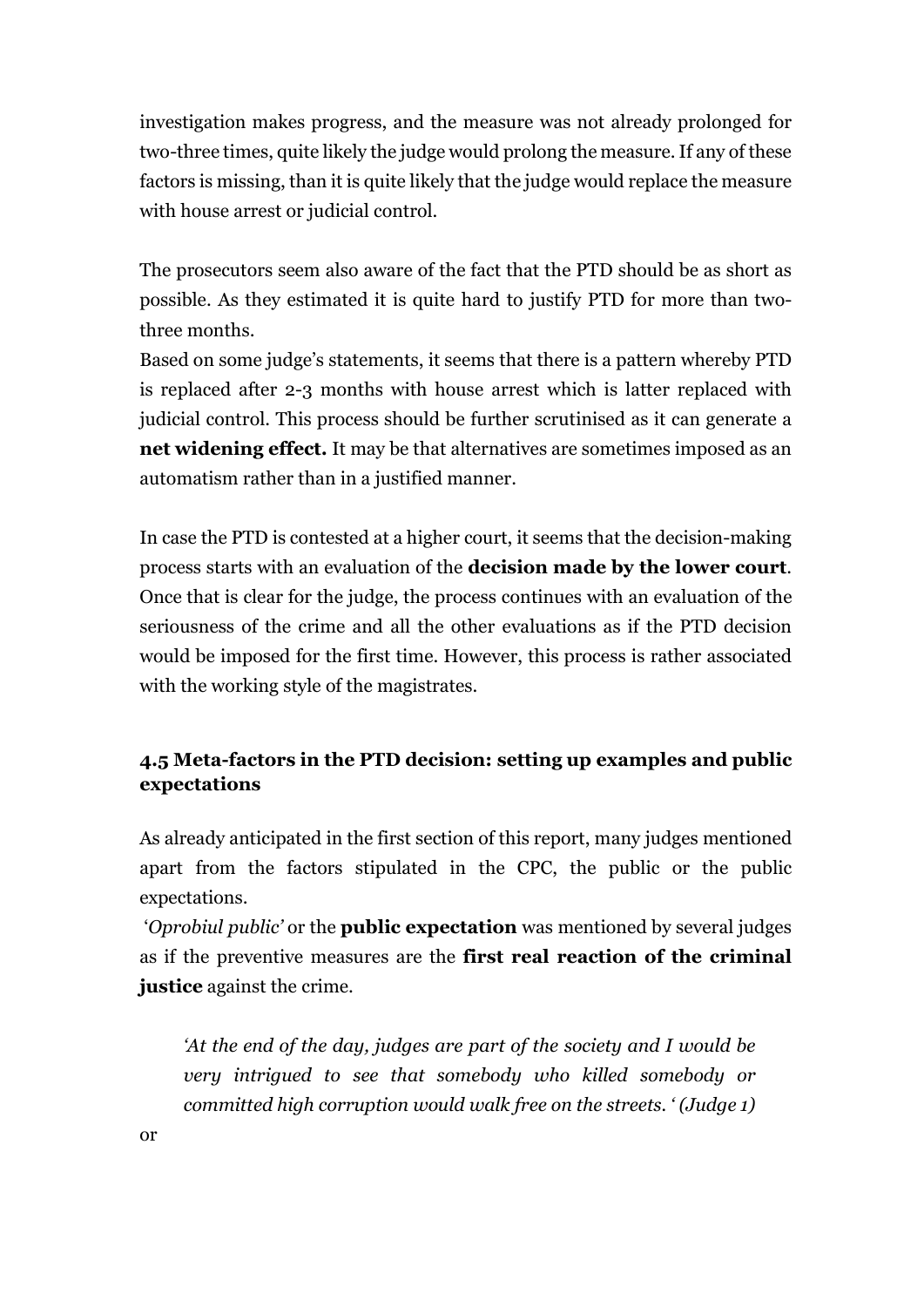investigation makes progress, and the measure was not already prolonged for two-three times, quite likely the judge would prolong the measure. If any of these factors is missing, than it is quite likely that the judge would replace the measure with house arrest or judicial control.

The prosecutors seem also aware of the fact that the PTD should be as short as possible. As they estimated it is quite hard to justify PTD for more than two-three months.

Based on some judge's statements, it seems that there is a pattern whereby PTD is replaced after 2-3 months with house arrest which is latter replaced with judicial control. This process should be further scrutinised as it can generate a **net widening effect.** It may be that alternatives are sometimes imposed as an automatism rather than in a justified manner.

In case the PTD is contested at a higher court, it seems that the decision-making process starts with an evaluation of the **decision made by the lower court**. Once that is clear for the judge, the process continues with an evaluation of the seriousness of the crime and all the other evaluations as if the PTD decision would be imposed for the first time. However, this process is rather associated with the working style of the magistrates.

### 4.5 Meta-factors in the PTD decision: setting up examples and public expectations

As already anticipated in the first section of this report, many judges mentioned apart from the factors stipulated in the CPC, the public or the public expectations.

'*Oprobiul public*' or the **public expectation** was mentioned by several judges as if the preventive measures are the **first real reaction of the criminal justice** against the crime.

> *'At the end of the day, judges are part of the society and I would be very intrigued to see that somebody who killed somebody or committed high corruption would walk free on the streets.' (Judge 1)*

or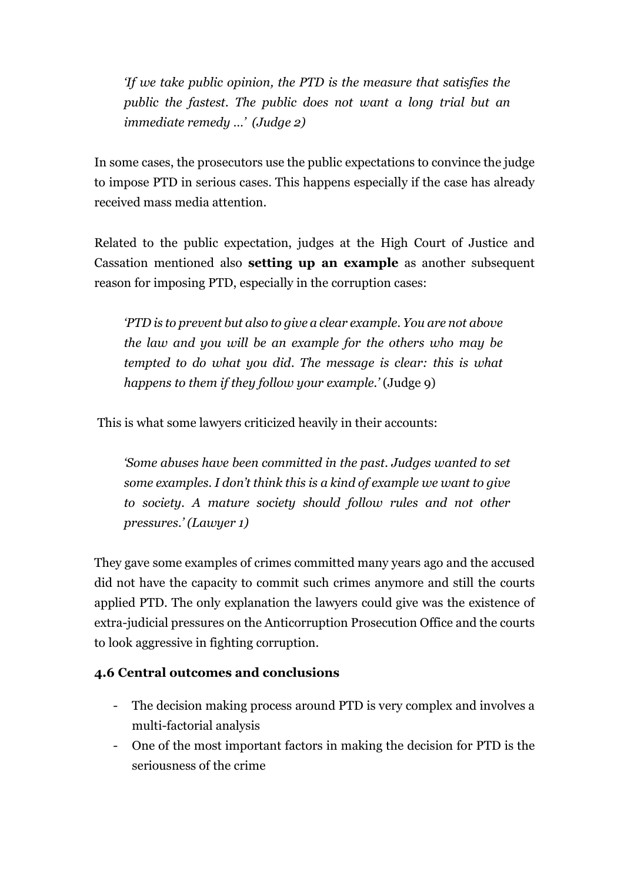> *'If we take public opinion, the PTD is the measure that satisfies the public the fastest. The public does not want a long trial but an immediate remedy …' (Judge 2)*

In some cases, the prosecutors use the public expectations to convince the judge to impose PTD in serious cases. This happens especially if the case has already received mass media attention.

Related to the public expectation, judges at the High Court of Justice and Cassation mentioned also **setting up an example** as another subsequent reason for imposing PTD, especially in the corruption cases:

> *'PTD is to prevent but also to give a clear example. You are not above the law and you will be an example for the others who may be tempted to do what you did. The message is clear: this is what happens to them if they follow your example.'* (Judge 9)

This is what some lawyers criticized heavily in their accounts:

> *'Some abuses have been committed in the past. Judges wanted to set some examples. I don't think this is a kind of example we want to give to society. A mature society should follow rules and not other pressures.' (Lawyer 1)*

They gave some examples of crimes committed many years ago and the accused did not have the capacity to commit such crimes anymore and still the courts applied PTD. The only explanation the lawyers could give was the existence of extra-judicial pressures on the Anticorruption Prosecution Office and the courts to look aggressive in fighting corruption.

### 4.6 Central outcomes and conclusions

- The decision making process around PTD is very complex and involves a multi-factorial analysis
- One of the most important factors in making the decision for PTD is the seriousness of the crime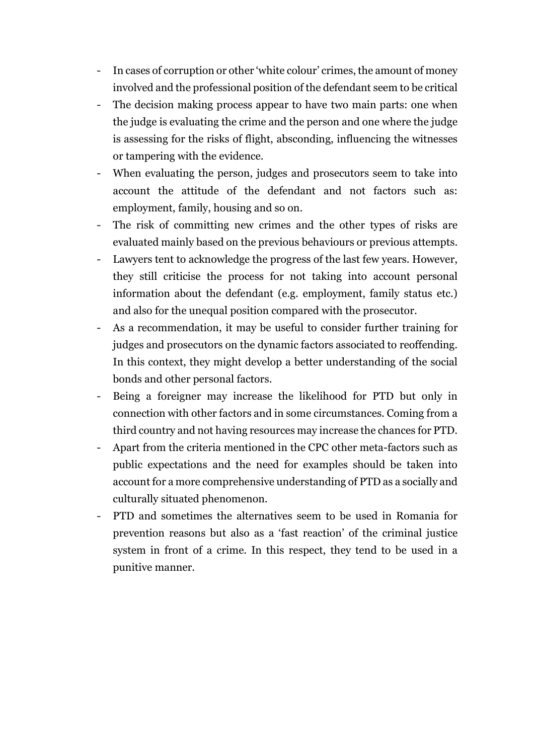- In cases of corruption or other 'white colour' crimes, the amount of money involved and the professional position of the defendant seem to be critical
- The decision making process appear to have two main parts: one when the judge is evaluating the crime and the person and one where the judge is assessing for the risks of flight, absconding, influencing the witnesses or tampering with the evidence.
- When evaluating the person, judges and prosecutors seem to take into account the attitude of the defendant and not factors such as: employment, family, housing and so on.
- The risk of committing new crimes and the other types of risks are evaluated mainly based on the previous behaviours or previous attempts.
- Lawyers tent to acknowledge the progress of the last few years. However, they still criticise the process for not taking into account personal information about the defendant (e.g. employment, family status etc.) and also for the unequal position compared with the prosecutor.
- As a recommendation, it may be useful to consider further training for judges and prosecutors on the dynamic factors associated to reoffending. In this context, they might develop a better understanding of the social bonds and other personal factors.
- Being a foreigner may increase the likelihood for PTD but only in connection with other factors and in some circumstances. Coming from a third country and not having resources may increase the chances for PTD.
- Apart from the criteria mentioned in the CPC other meta-factors such as public expectations and the need for examples should be taken into account for a more comprehensive understanding of PTD as a socially and culturally situated phenomenon.
- PTD and sometimes the alternatives seem to be used in Romania for prevention reasons but also as a 'fast reaction' of the criminal justice system in front of a crime. In this respect, they tend to be used in a punitive manner.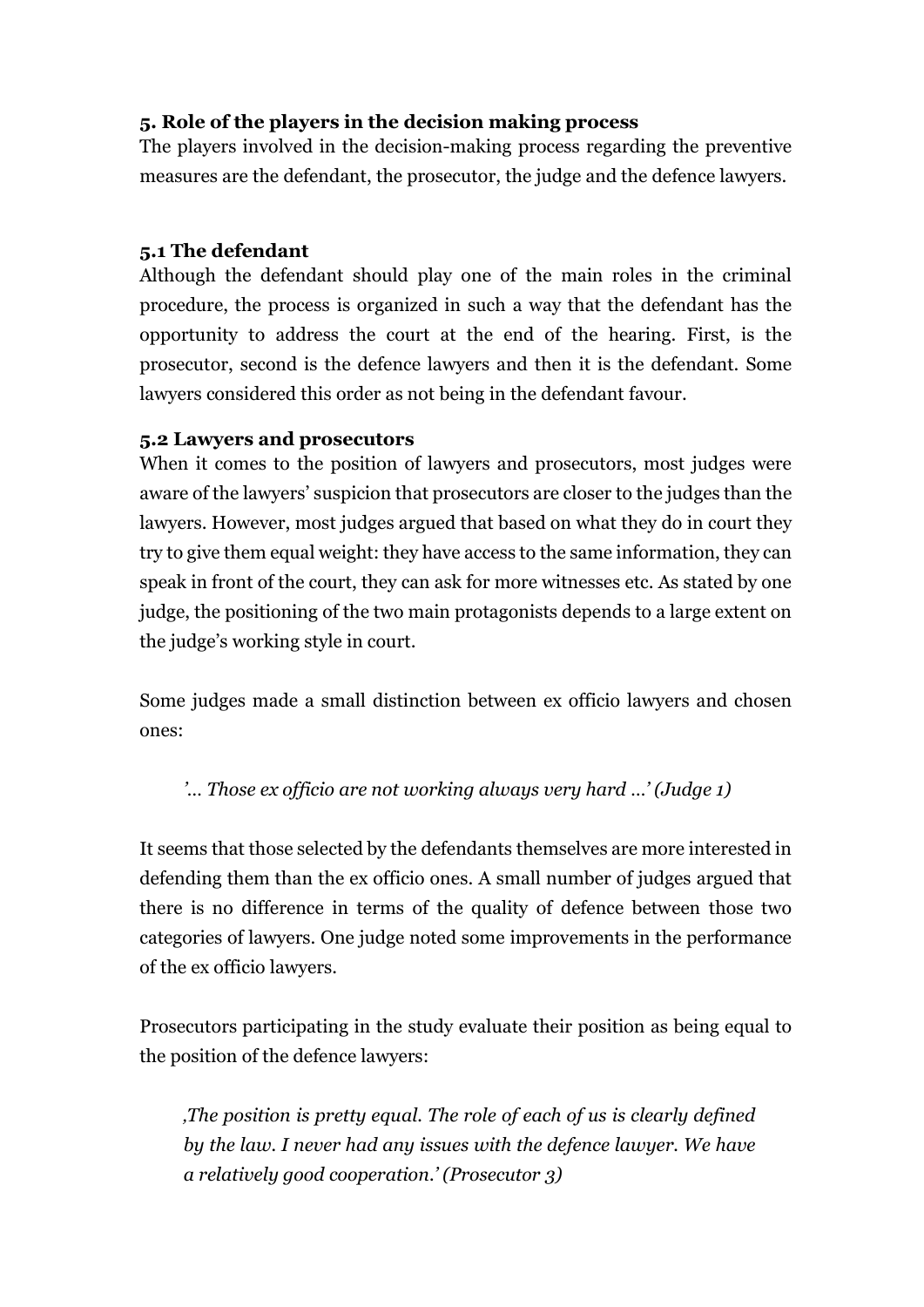### 5. Role of the players in the decision making process

The players involved in the decision-making process regarding the preventive measures are the defendant, the prosecutor, the judge and the defence lawyers.

#### 5.1 The defendant

Although the defendant should play one of the main roles in the criminal procedure, the process is organized in such a way that the defendant has the opportunity to address the court at the end of the hearing. First, is the prosecutor, second is the defence lawyers and then it is the defendant. Some lawyers considered this order as not being in the defendant favour.

#### 5.2 Lawyers and prosecutors

When it comes to the position of lawyers and prosecutors, most judges were aware of the lawyers' suspicion that prosecutors are closer to the judges than the lawyers. However, most judges argued that based on what they do in court they try to give them equal weight: they have access to the same information, they can speak in front of the court, they can ask for more witnesses etc. As stated by one judge, the positioning of the two main protagonists depends to a large extent on the judge's working style in court.

Some judges made a small distinction between ex officio lawyers and chosen ones:

> *'... Those ex officio are not working always very hard ...' (Judge 1)*

It seems that those selected by the defendants themselves are more interested in defending them than the ex officio ones. A small number of judges argued that there is no difference in terms of the quality of defence between those two categories of lawyers. One judge noted some improvements in the performance of the ex officio lawyers.

Prosecutors participating in the study evaluate their position as being equal to the position of the defence lawyers:

> *'The position is pretty equal. The role of each of us is clearly defined by the law. I never had any issues with the defence lawyer. We have a relatively good cooperation.' (Prosecutor 3)*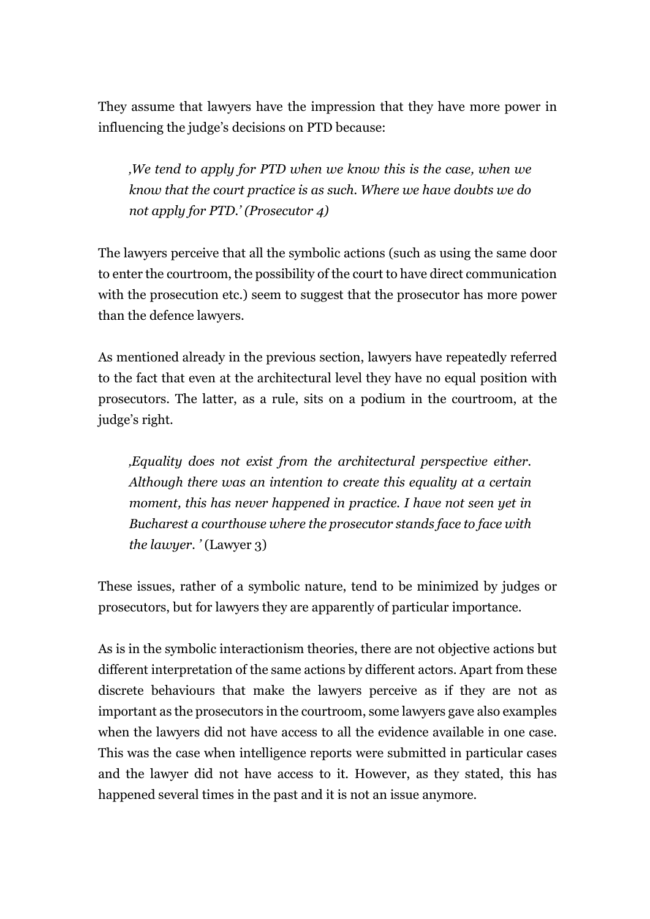They assume that lawyers have the impression that they have more power in influencing the judge's decisions on PTD because:

> *‚We tend to apply for PTD when we know this is the case, when we know that the court practice is as such. Where we have doubts we do not apply for PTD.' (Prosecutor 4)*

The lawyers perceive that all the symbolic actions (such as using the same door to enter the courtroom, the possibility of the court to have direct communication with the prosecution etc.) seem to suggest that the prosecutor has more power than the defence lawyers.

As mentioned already in the previous section, lawyers have repeatedly referred to the fact that even at the architectural level they have no equal position with prosecutors. The latter, as a rule, sits on a podium in the courtroom, at the judge's right.

> *‚Equality does not exist from the architectural perspective either. Although there was an intention to create this equality at a certain moment, this has never happened in practice. I have not seen yet in Bucharest a courthouse where the prosecutor stands face to face with the lawyer. '* (Lawyer 3)

These issues, rather of a symbolic nature, tend to be minimized by judges or prosecutors, but for lawyers they are apparently of particular importance.

As is in the symbolic interactionism theories, there are not objective actions but different interpretation of the same actions by different actors. Apart from these discrete behaviours that make the lawyers perceive as if they are not as important as the prosecutors in the courtroom, some lawyers gave also examples when the lawyers did not have access to all the evidence available in one case. This was the case when intelligence reports were submitted in particular cases and the lawyer did not have access to it. However, as they stated, this has happened several times in the past and it is not an issue anymore.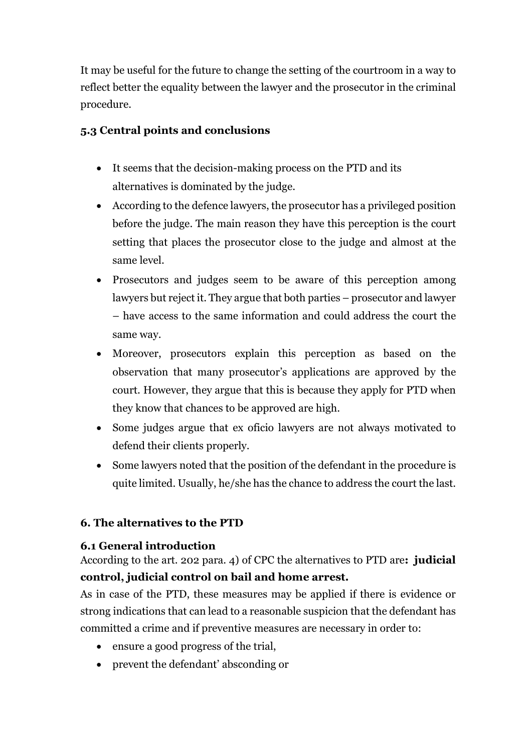It may be useful for the future to change the setting of the courtroom in a way to reflect better the equality between the lawyer and the prosecutor in the criminal procedure.

### 5.3 Central points and conclusions

- It seems that the decision-making process on the PTD and its alternatives is dominated by the judge.
- According to the defence lawyers, the prosecutor has a privileged position before the judge. The main reason they have this perception is the court setting that places the prosecutor close to the judge and almost at the same level.
- Prosecutors and judges seem to be aware of this perception among lawyers but reject it. They argue that both parties – prosecutor and lawyer – have access to the same information and could address the court the same way.
- Moreover, prosecutors explain this perception as based on the observation that many prosecutor's applications are approved by the court. However, they argue that this is because they apply for PTD when they know that chances to be approved are high.
- Some judges argue that ex oficio lawyers are not always motivated to defend their clients properly.
- Some lawyers noted that the position of the defendant in the procedure is quite limited. Usually, he/she has the chance to address the court the last.

## 6. The alternatives to the PTD

### 6.1 General introduction

According to the art. 202 para. 4) of CPC the alternatives to PTD are**: judicial control, judicial control on bail and home arrest.**

As in case of the PTD, these measures may be applied if there is evidence or strong indications that can lead to a reasonable suspicion that the defendant has committed a crime and if preventive measures are necessary in order to:

- ensure a good progress of the trial,
- prevent the defendant' absconding or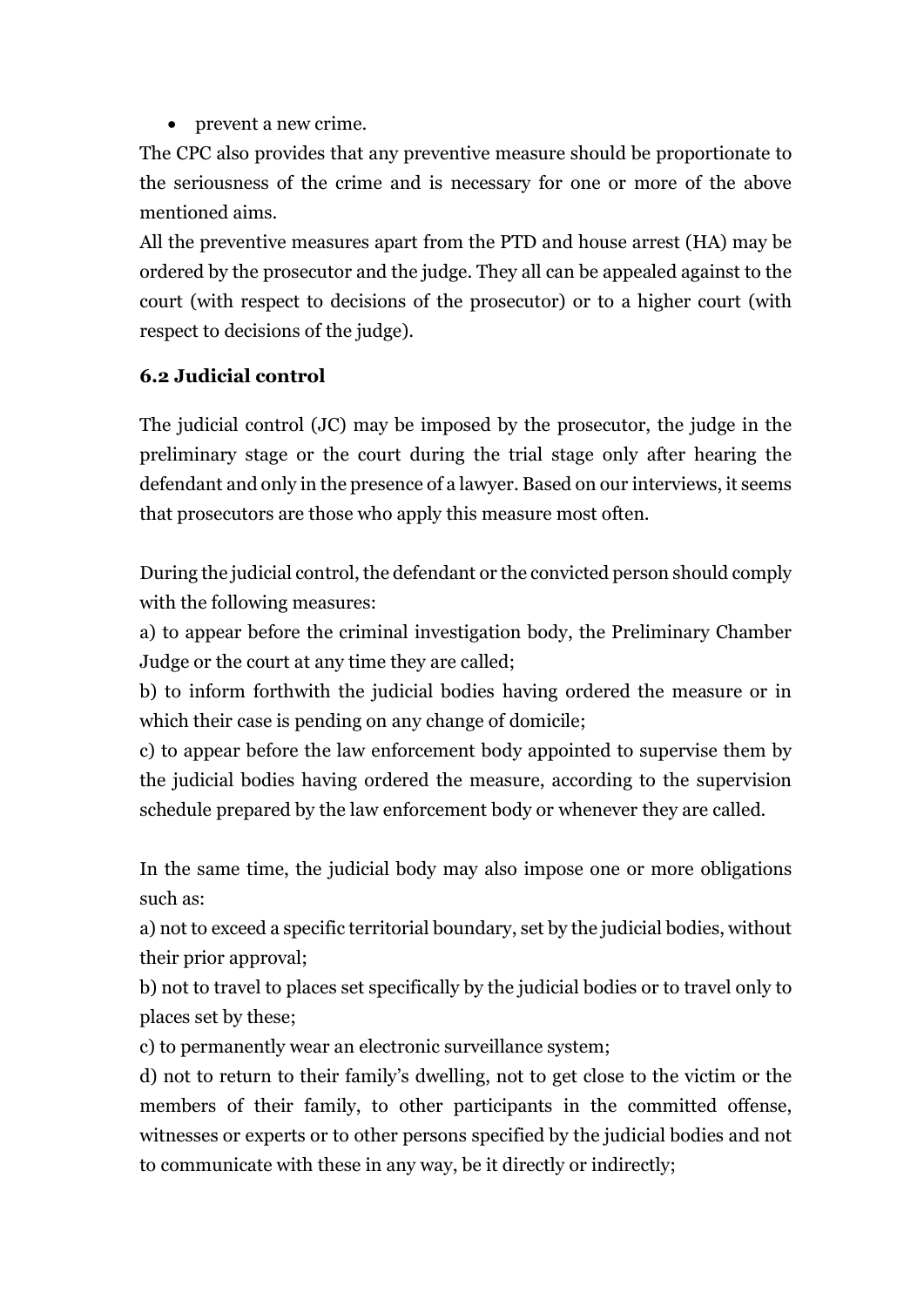- prevent a new crime.

The CPC also provides that any preventive measure should be proportionate to the seriousness of the crime and is necessary for one or more of the above mentioned aims.

All the preventive measures apart from the PTD and house arrest (HA) may be ordered by the prosecutor and the judge. They all can be appealed against to the court (with respect to decisions of the prosecutor) or to a higher court (with respect to decisions of the judge).

### 6.2 Judicial control

The judicial control (JC) may be imposed by the prosecutor, the judge in the preliminary stage or the court during the trial stage only after hearing the defendant and only in the presence of a lawyer. Based on our interviews, it seems that prosecutors are those who apply this measure most often.

During the judicial control, the defendant or the convicted person should comply with the following measures:

a) to appear before the criminal investigation body, the Preliminary Chamber Judge or the court at any time they are called;

b) to inform forthwith the judicial bodies having ordered the measure or in which their case is pending on any change of domicile;

c) to appear before the law enforcement body appointed to supervise them by the judicial bodies having ordered the measure, according to the supervision schedule prepared by the law enforcement body or whenever they are called.

In the same time, the judicial body may also impose one or more obligations such as:

a) not to exceed a specific territorial boundary, set by the judicial bodies, without their prior approval;

b) not to travel to places set specifically by the judicial bodies or to travel only to places set by these;

c) to permanently wear an electronic surveillance system;

d) not to return to their family's dwelling, not to get close to the victim or the members of their family, to other participants in the committed offense, witnesses or experts or to other persons specified by the judicial bodies and not to communicate with these in any way, be it directly or indirectly;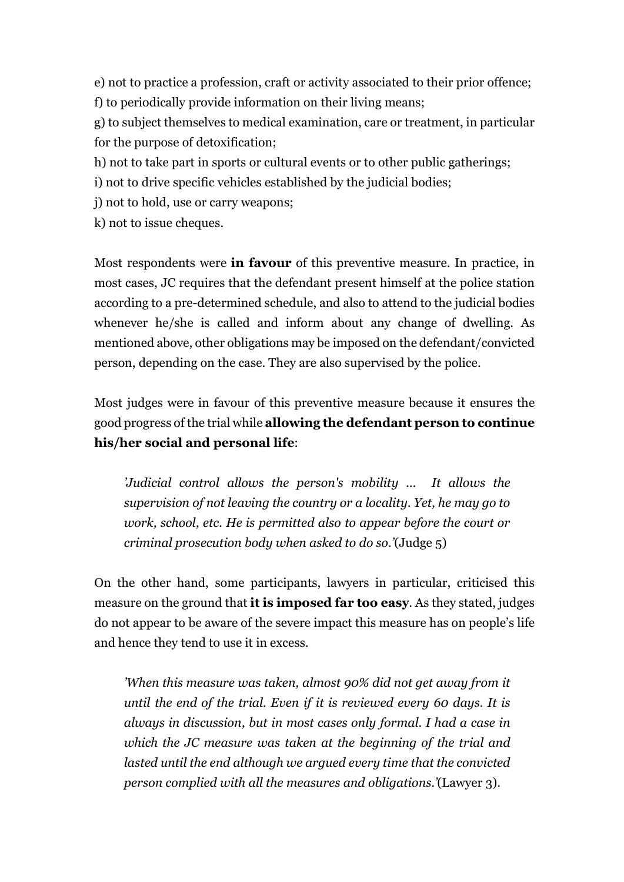e) not to practice a profession, craft or activity associated to their prior offence;
f) to periodically provide information on their living means;
g) to subject themselves to medical examination, care or treatment, in particular for the purpose of detoxification;
h) not to take part in sports or cultural events or to other public gatherings;
i) not to drive specific vehicles established by the judicial bodies;
j) not to hold, use or carry weapons;
k) not to issue cheques.

Most respondents were **in favour** of this preventive measure. In practice, in most cases, JC requires that the defendant present himself at the police station according to a pre-determined schedule, and also to attend to the judicial bodies whenever he/she is called and inform about any change of dwelling. As mentioned above, other obligations may be imposed on the defendant/convicted person, depending on the case. They are also supervised by the police.

Most judges were in favour of this preventive measure because it ensures the good progress of the trial while **allowing the defendant person to continue his/her social and personal life**:

> *'Judicial control allows the person's mobility ... It allows the supervision of not leaving the country or a locality. Yet, he may go to work, school, etc. He is permitted also to appear before the court or criminal prosecution body when asked to do so.'*(Judge 5)

On the other hand, some participants, lawyers in particular, criticised this measure on the ground that **it is imposed far too easy**. As they stated, judges do not appear to be aware of the severe impact this measure has on people's life and hence they tend to use it in excess.

> *'When this measure was taken, almost 90% did not get away from it until the end of the trial. Even if it is reviewed every 60 days. It is always in discussion, but in most cases only formal. I had a case in which the JC measure was taken at the beginning of the trial and lasted until the end although we argued every time that the convicted person complied with all the measures and obligations.'*(Lawyer 3).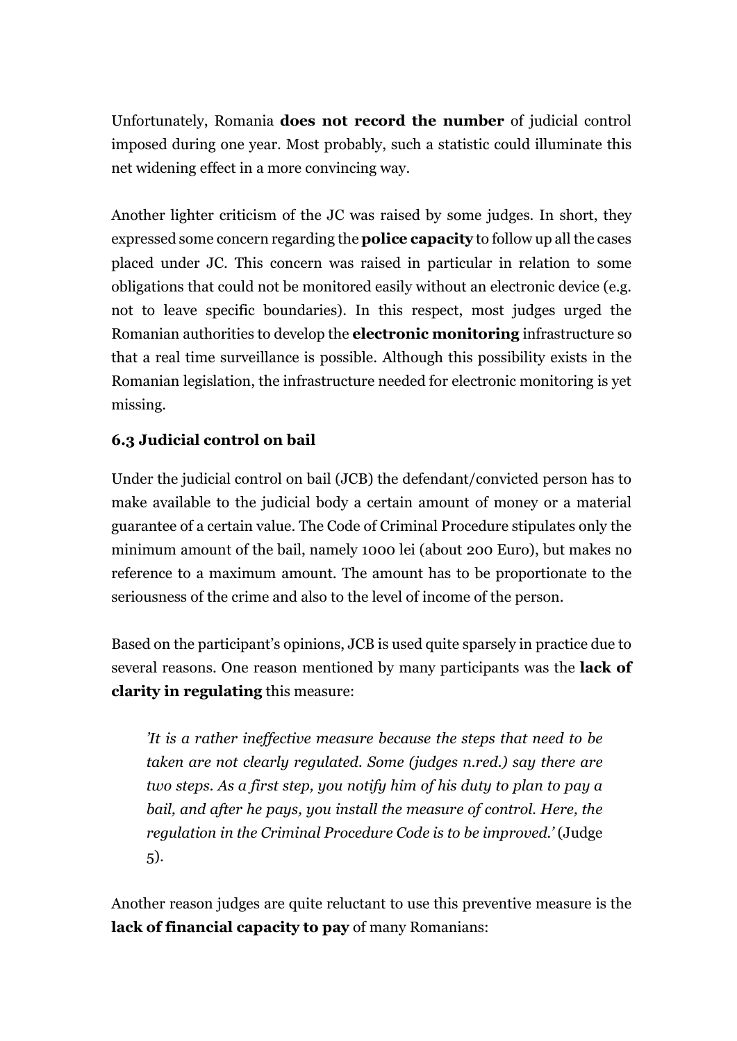Unfortunately, Romania **does not record the number** of judicial control imposed during one year. Most probably, such a statistic could illuminate this net widening effect in a more convincing way.

Another lighter criticism of the JC was raised by some judges. In short, they expressed some concern regarding the **police capacity** to follow up all the cases placed under JC. This concern was raised in particular in relation to some obligations that could not be monitored easily without an electronic device (e.g. not to leave specific boundaries). In this respect, most judges urged the Romanian authorities to develop the **electronic monitoring** infrastructure so that a real time surveillance is possible. Although this possibility exists in the Romanian legislation, the infrastructure needed for electronic monitoring is yet missing.

### 6.3 Judicial control on bail

Under the judicial control on bail (JCB) the defendant/convicted person has to make available to the judicial body a certain amount of money or a material guarantee of a certain value. The Code of Criminal Procedure stipulates only the minimum amount of the bail, namely 1000 lei (about 200 Euro), but makes no reference to a maximum amount. The amount has to be proportionate to the seriousness of the crime and also to the level of income of the person.

Based on the participant's opinions, JCB is used quite sparsely in practice due to several reasons. One reason mentioned by many participants was the **lack of clarity in regulating** this measure:

> *'It is a rather ineffective measure because the steps that need to be taken are not clearly regulated. Some (judges n.red.) say there are two steps. As a first step, you notify him of his duty to plan to pay a bail, and after he pays, you install the measure of control. Here, the regulation in the Criminal Procedure Code is to be improved.'* (Judge 5).

Another reason judges are quite reluctant to use this preventive measure is the **lack of financial capacity to pay** of many Romanians: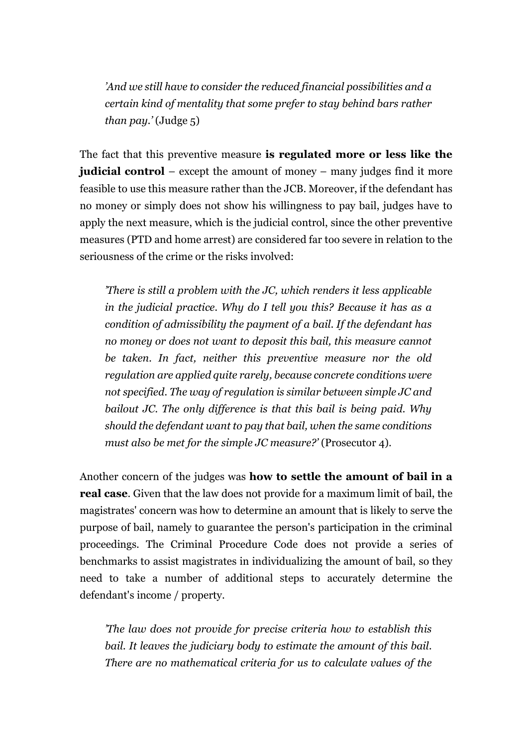> *'And we still have to consider the reduced financial possibilities and a certain kind of mentality that some prefer to stay behind bars rather than pay.'* (Judge 5)

The fact that this preventive measure **is regulated more or less like the judicial control** – except the amount of money – many judges find it more feasible to use this measure rather than the JCB. Moreover, if the defendant has no money or simply does not show his willingness to pay bail, judges have to apply the next measure, which is the judicial control, since the other preventive measures (PTD and home arrest) are considered far too severe in relation to the seriousness of the crime or the risks involved:

> *'There is still a problem with the JC, which renders it less applicable in the judicial practice. Why do I tell you this? Because it has as a condition of admissibility the payment of a bail. If the defendant has no money or does not want to deposit this bail, this measure cannot be taken. In fact, neither this preventive measure nor the old regulation are applied quite rarely, because concrete conditions were not specified. The way of regulation is similar between simple JC and bailout JC. The only difference is that this bail is being paid. Why should the defendant want to pay that bail, when the same conditions must also be met for the simple JC measure?'* (Prosecutor 4).

Another concern of the judges was **how to settle the amount of bail in a real case**. Given that the law does not provide for a maximum limit of bail, the magistrates' concern was how to determine an amount that is likely to serve the purpose of bail, namely to guarantee the person's participation in the criminal proceedings. The Criminal Procedure Code does not provide a series of benchmarks to assist magistrates in individualizing the amount of bail, so they need to take a number of additional steps to accurately determine the defendant's income / property.

> *'The law does not provide for precise criteria how to establish this bail. It leaves the judiciary body to estimate the amount of this bail. There are no mathematical criteria for us to calculate values of the*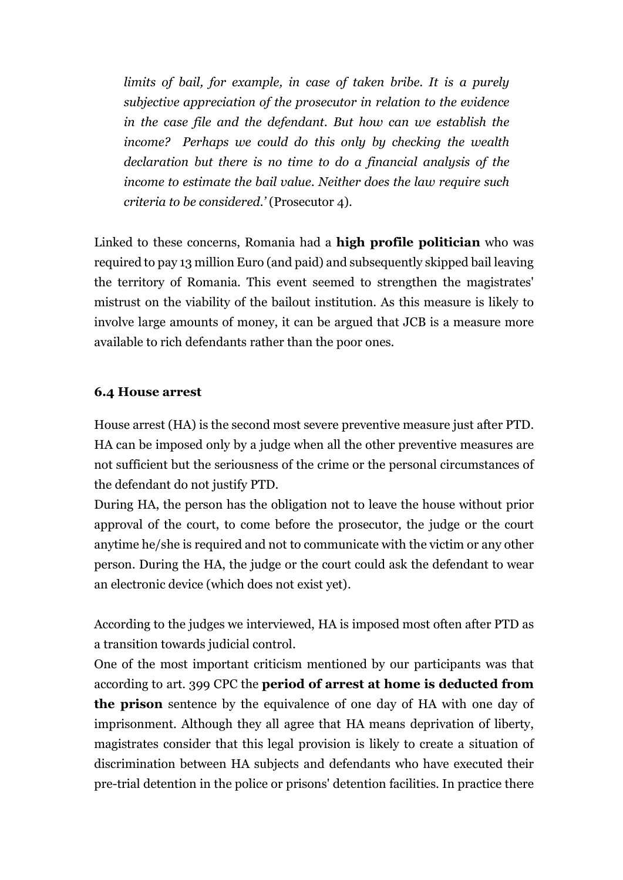*limits of bail, for example, in case of taken bribe. It is a purely subjective appreciation of the prosecutor in relation to the evidence in the case file and the defendant. But how can we establish the income? Perhaps we could do this only by checking the wealth declaration but there is no time to do a financial analysis of the income to estimate the bail value. Neither does the law require such criteria to be considered.'* (Prosecutor 4).

Linked to these concerns, Romania had a **high profile politician** who was required to pay 13 million Euro (and paid) and subsequently skipped bail leaving the territory of Romania. This event seemed to strengthen the magistrates' mistrust on the viability of the bailout institution. As this measure is likely to involve large amounts of money, it can be argued that JCB is a measure more available to rich defendants rather than the poor ones.

### 6.4 House arrest

House arrest (HA) is the second most severe preventive measure just after PTD. HA can be imposed only by a judge when all the other preventive measures are not sufficient but the seriousness of the crime or the personal circumstances of the defendant do not justify PTD.

During HA, the person has the obligation not to leave the house without prior approval of the court, to come before the prosecutor, the judge or the court anytime he/she is required and not to communicate with the victim or any other person. During the HA, the judge or the court could ask the defendant to wear an electronic device (which does not exist yet).

According to the judges we interviewed, HA is imposed most often after PTD as a transition towards judicial control.

One of the most important criticism mentioned by our participants was that according to art. 399 CPC the **period of arrest at home is deducted from the prison** sentence by the equivalence of one day of HA with one day of imprisonment. Although they all agree that HA means deprivation of liberty, magistrates consider that this legal provision is likely to create a situation of discrimination between HA subjects and defendants who have executed their pre-trial detention in the police or prisons' detention facilities. In practice there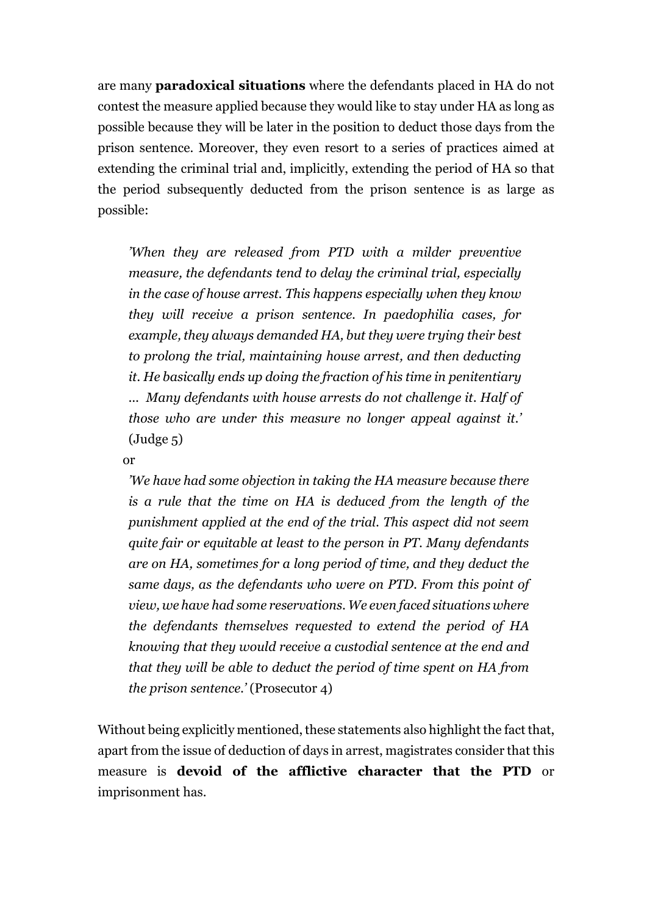are many **paradoxical situations** where the defendants placed in HA do not contest the measure applied because they would like to stay under HA as long as possible because they will be later in the position to deduct those days from the prison sentence. Moreover, they even resort to a series of practices aimed at extending the criminal trial and, implicitly, extending the period of HA so that the period subsequently deducted from the prison sentence is as large as possible:

> *'When they are released from PTD with a milder preventive measure, the defendants tend to delay the criminal trial, especially in the case of house arrest. This happens especially when they know they will receive a prison sentence. In paedophilia cases, for example, they always demanded HA, but they were trying their best to prolong the trial, maintaining house arrest, and then deducting it. He basically ends up doing the fraction of his time in penitentiary … Many defendants with house arrests do not challenge it. Half of those who are under this measure no longer appeal against it.'* (Judge 5)

or

> *'We have had some objection in taking the HA measure because there is a rule that the time on HA is deduced from the length of the punishment applied at the end of the trial. This aspect did not seem quite fair or equitable at least to the person in PT. Many defendants are on HA, sometimes for a long period of time, and they deduct the same days, as the defendants who were on PTD. From this point of view, we have had some reservations. We even faced situations where the defendants themselves requested to extend the period of HA knowing that they would receive a custodial sentence at the end and that they will be able to deduct the period of time spent on HA from the prison sentence.'* (Prosecutor 4)

Without being explicitly mentioned, these statements also highlight the fact that, apart from the issue of deduction of days in arrest, magistrates consider that this measure is **devoid of the afflictive character that the PTD** or imprisonment has.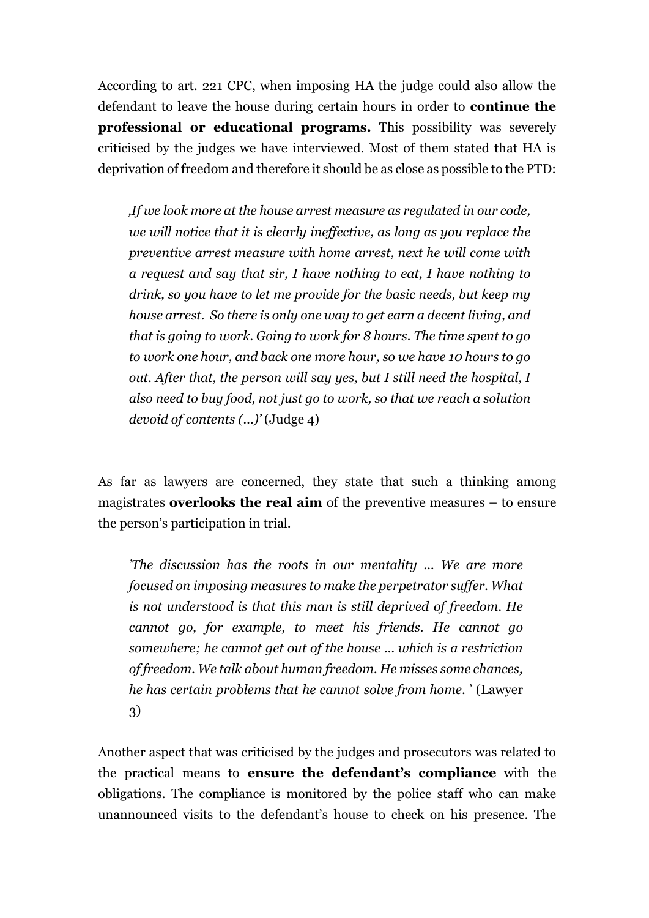According to art. 221 CPC, when imposing HA the judge could also allow the defendant to leave the house during certain hours in order to **continue the professional or educational programs.** This possibility was severely criticised by the judges we have interviewed. Most of them stated that HA is deprivation of freedom and therefore it should be as close as possible to the PTD:

> *‚If we look more at the house arrest measure as regulated in our code, we will notice that it is clearly ineffective, as long as you replace the preventive arrest measure with home arrest, next he will come with a request and say that sir, I have nothing to eat, I have nothing to drink, so you have to let me provide for the basic needs, but keep my house arrest. So there is only one way to get earn a decent living, and that is going to work. Going to work for 8 hours. The time spent to go to work one hour, and back one more hour, so we have 10 hours to go out. After that, the person will say yes, but I still need the hospital, I also need to buy food, not just go to work, so that we reach a solution devoid of contents (...)'* (Judge 4)

As far as lawyers are concerned, they state that such a thinking among magistrates **overlooks the real aim** of the preventive measures – to ensure the person's participation in trial.

> *'The discussion has the roots in our mentality ... We are more focused on imposing measures to make the perpetrator suffer. What is not understood is that this man is still deprived of freedom. He cannot go, for example, to meet his friends. He cannot go somewhere; he cannot get out of the house ... which is a restriction of freedom. We talk about human freedom. He misses some chances, he has certain problems that he cannot solve from home. '* (Lawyer 3)

Another aspect that was criticised by the judges and prosecutors was related to the practical means to **ensure the defendant's compliance** with the obligations. The compliance is monitored by the police staff who can make unannounced visits to the defendant's house to check on his presence. The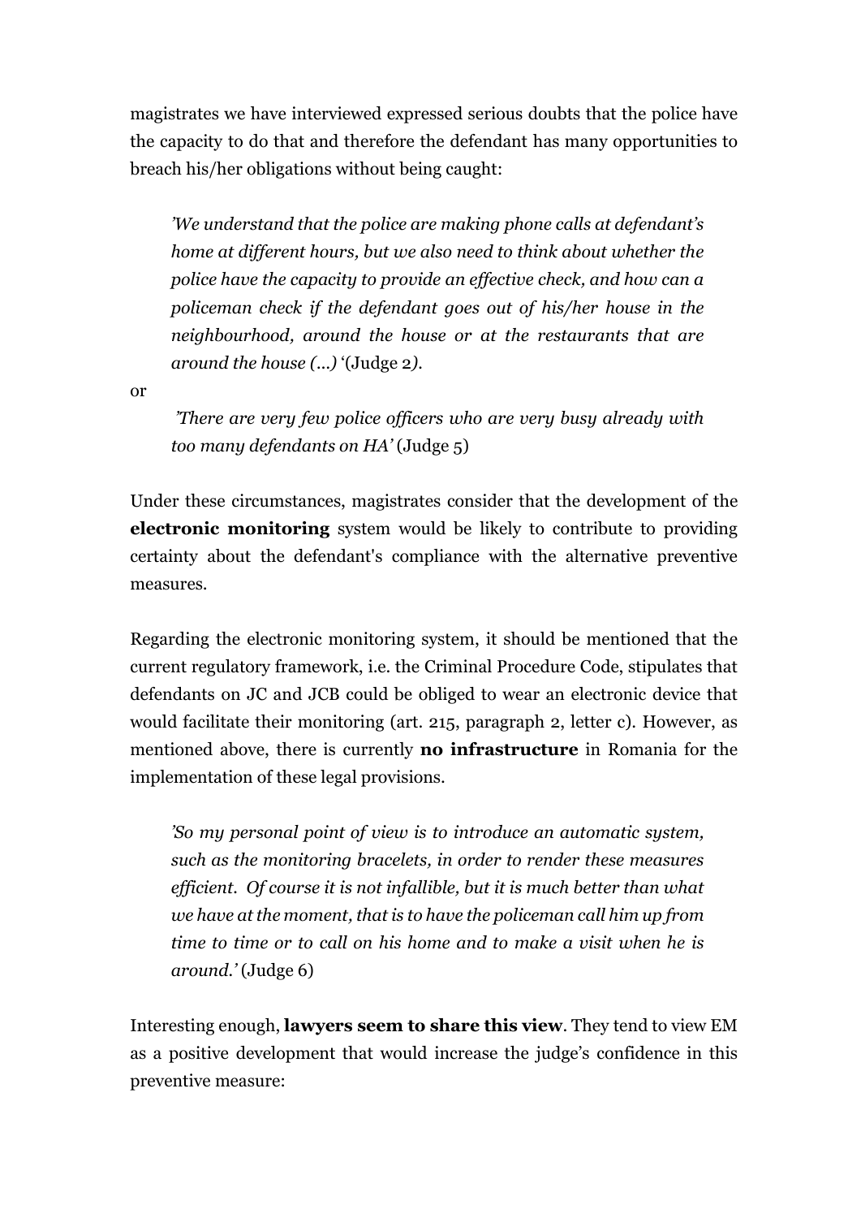magistrates we have interviewed expressed serious doubts that the police have the capacity to do that and therefore the defendant has many opportunities to breach his/her obligations without being caught:

> *'We understand that the police are making phone calls at defendant's home at different hours, but we also need to think about whether the police have the capacity to provide an effective check, and how can a policeman check if the defendant goes out of his/her house in the neighbourhood, around the house or at the restaurants that are around the house (...)* '(Judge 2).

or

> *'There are very few police officers who are very busy already with too many defendants on HA'* (Judge 5)

Under these circumstances, magistrates consider that the development of the **electronic monitoring** system would be likely to contribute to providing certainty about the defendant's compliance with the alternative preventive measures.

Regarding the electronic monitoring system, it should be mentioned that the current regulatory framework, i.e. the Criminal Procedure Code, stipulates that defendants on JC and JCB could be obliged to wear an electronic device that would facilitate their monitoring (art. 215, paragraph 2, letter c). However, as mentioned above, there is currently **no infrastructure** in Romania for the implementation of these legal provisions.

> *'So my personal point of view is to introduce an automatic system, such as the monitoring bracelets, in order to render these measures efficient. Of course it is not infallible, but it is much better than what we have at the moment, that is to have the policeman call him up from time to time or to call on his home and to make a visit when he is around.'* (Judge 6)

Interesting enough, **lawyers seem to share this view**. They tend to view EM as a positive development that would increase the judge's confidence in this preventive measure: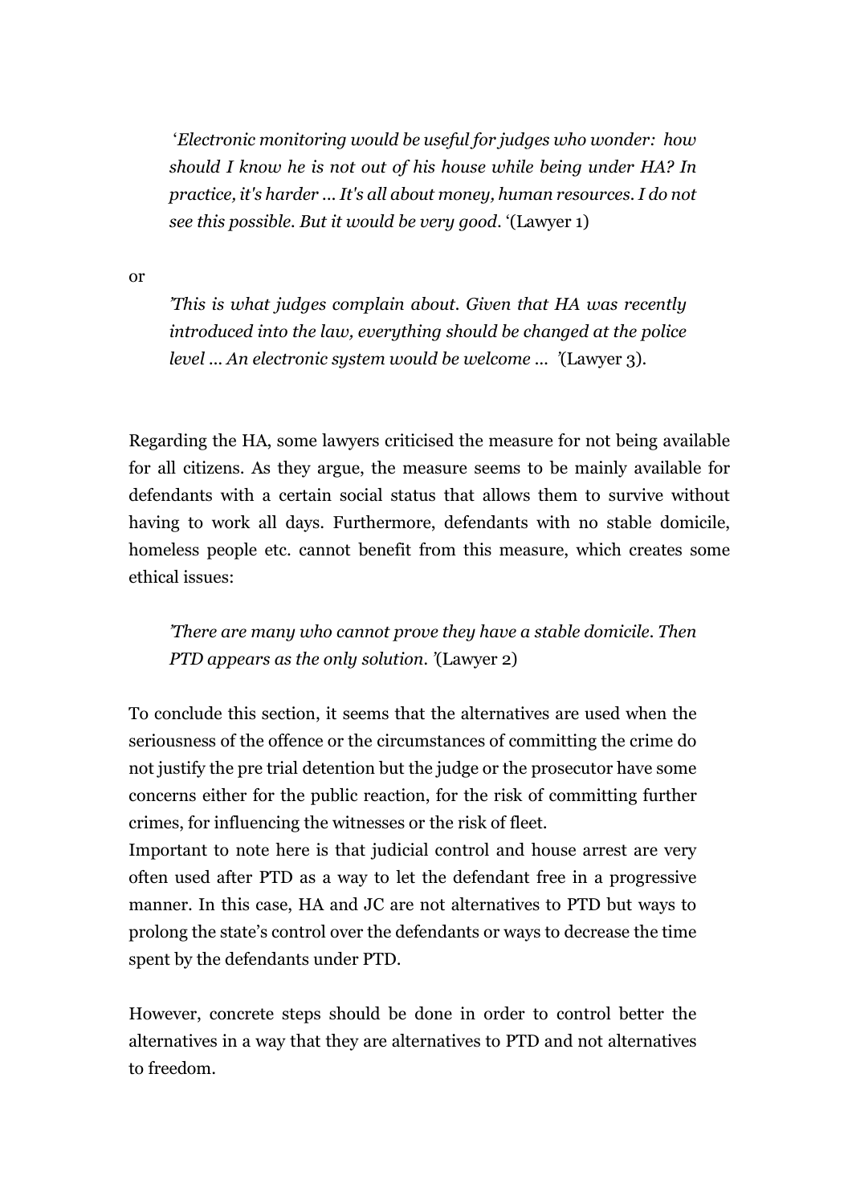> ‘*Electronic monitoring would be useful for judges who wonder: how should I know he is not out of his house while being under HA? In practice, it's harder ... It's all about money, human resources. I do not see this possible. But it would be very good.* ‘(Lawyer 1)

or

> ’*This is what judges complain about. Given that HA was recently introduced into the law, everything should be changed at the police level ... An electronic system would be welcome ...* ’(Lawyer 3).

Regarding the HA, some lawyers criticised the measure for not being available for all citizens. As they argue, the measure seems to be mainly available for defendants with a certain social status that allows them to survive without having to work all days. Furthermore, defendants with no stable domicile, homeless people etc. cannot benefit from this measure, which creates some ethical issues:

> ’*There are many who cannot prove they have a stable domicile. Then PTD appears as the only solution.* ’(Lawyer 2)

To conclude this section, it seems that the alternatives are used when the seriousness of the offence or the circumstances of committing the crime do not justify the pre trial detention but the judge or the prosecutor have some concerns either for the public reaction, for the risk of committing further crimes, for influencing the witnesses or the risk of fleet.
Important to note here is that judicial control and house arrest are very often used after PTD as a way to let the defendant free in a progressive manner. In this case, HA and JC are not alternatives to PTD but ways to prolong the state’s control over the defendants or ways to decrease the time spent by the defendants under PTD.

However, concrete steps should be done in order to control better the alternatives in a way that they are alternatives to PTD and not alternatives to freedom.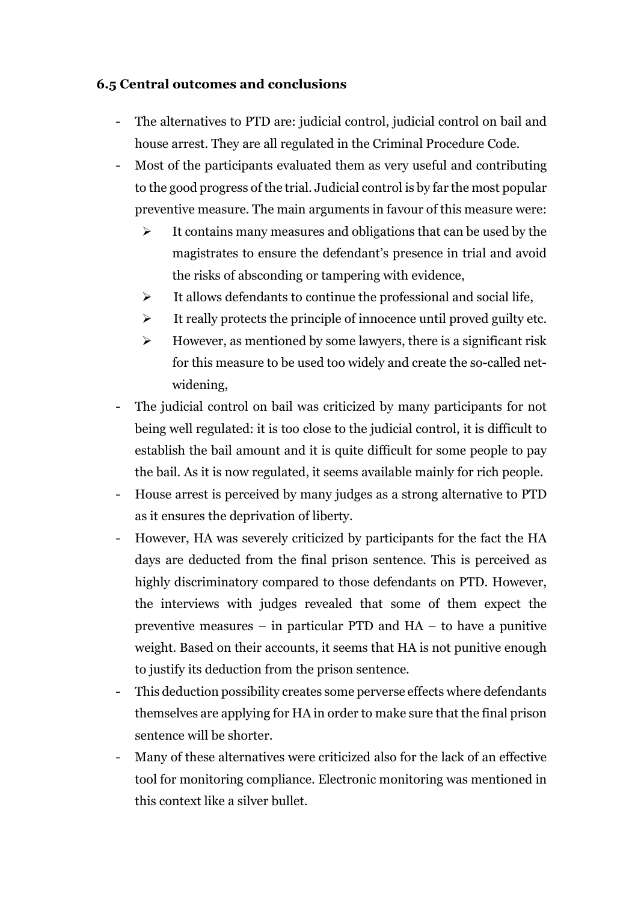### 6.5 Central outcomes and conclusions

- The alternatives to PTD are: judicial control, judicial control on bail and house arrest. They are all regulated in the Criminal Procedure Code.
- Most of the participants evaluated them as very useful and contributing to the good progress of the trial. Judicial control is by far the most popular preventive measure. The main arguments in favour of this measure were:
  - It contains many measures and obligations that can be used by the magistrates to ensure the defendant's presence in trial and avoid the risks of absconding or tampering with evidence,
  - It allows defendants to continue the professional and social life,
  - It really protects the principle of innocence until proved guilty etc.
  - However, as mentioned by some lawyers, there is a significant risk for this measure to be used too widely and create the so-called net-widening,
- The judicial control on bail was criticized by many participants for not being well regulated: it is too close to the judicial control, it is difficult to establish the bail amount and it is quite difficult for some people to pay the bail. As it is now regulated, it seems available mainly for rich people.
- House arrest is perceived by many judges as a strong alternative to PTD as it ensures the deprivation of liberty.
- However, HA was severely criticized by participants for the fact the HA days are deducted from the final prison sentence. This is perceived as highly discriminatory compared to those defendants on PTD. However, the interviews with judges revealed that some of them expect the preventive measures – in particular PTD and HA – to have a punitive weight. Based on their accounts, it seems that HA is not punitive enough to justify its deduction from the prison sentence.
- This deduction possibility creates some perverse effects where defendants themselves are applying for HA in order to make sure that the final prison sentence will be shorter.
- Many of these alternatives were criticized also for the lack of an effective tool for monitoring compliance. Electronic monitoring was mentioned in this context like a silver bullet.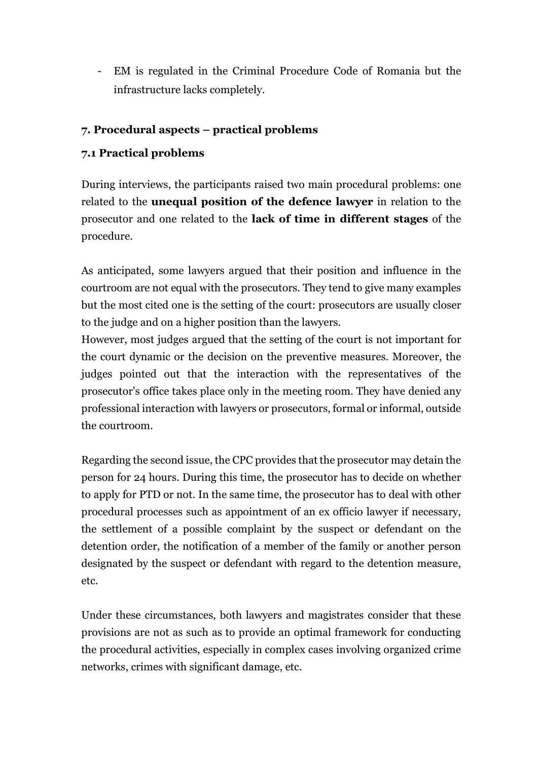- EM is regulated in the Criminal Procedure Code of Romania but the infrastructure lacks completely.

## 7. Procedural aspects – practical problems

### 7.1 Practical problems

During interviews, the participants raised two main procedural problems: one related to the **unequal position of the defence lawyer** in relation to the prosecutor and one related to the **lack of time in different stages** of the procedure.

As anticipated, some lawyers argued that their position and influence in the courtroom are not equal with the prosecutors. They tend to give many examples but the most cited one is the setting of the court: prosecutors are usually closer to the judge and on a higher position than the lawyers.
However, most judges argued that the setting of the court is not important for the court dynamic or the decision on the preventive measures. Moreover, the judges pointed out that the interaction with the representatives of the prosecutor's office takes place only in the meeting room. They have denied any professional interaction with lawyers or prosecutors, formal or informal, outside the courtroom.

Regarding the second issue, the CPC provides that the prosecutor may detain the person for 24 hours. During this time, the prosecutor has to decide on whether to apply for PTD or not. In the same time, the prosecutor has to deal with other procedural processes such as appointment of an ex officio lawyer if necessary, the settlement of a possible complaint by the suspect or defendant on the detention order, the notification of a member of the family or another person designated by the suspect or defendant with regard to the detention measure, etc.

Under these circumstances, both lawyers and magistrates consider that these provisions are not as such as to provide an optimal framework for conducting the procedural activities, especially in complex cases involving organized crime networks, crimes with significant damage, etc.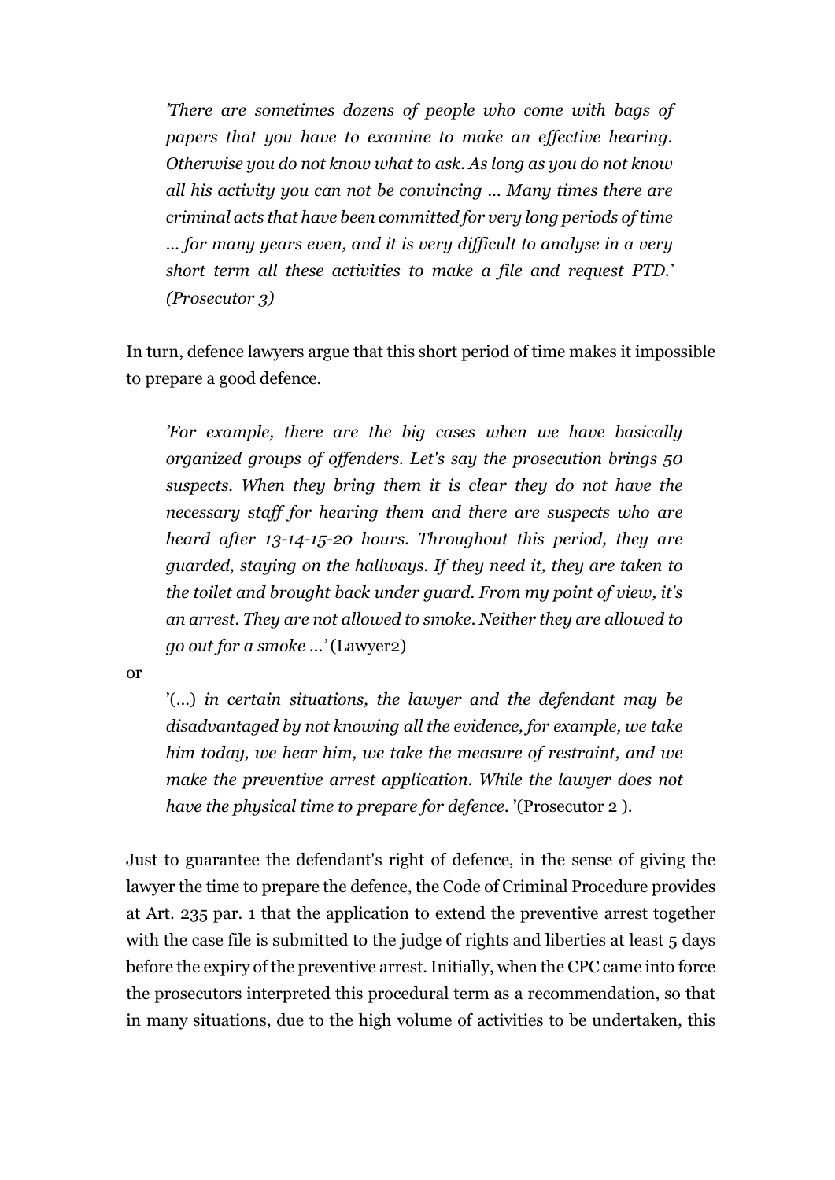> *'There are sometimes dozens of people who come with bags of papers that you have to examine to make an effective hearing. Otherwise you do not know what to ask. As long as you do not know all his activity you can not be convincing ... Many times there are criminal acts that have been committed for very long periods of time ... for many years even, and it is very difficult to analyse in a very short term all these activities to make a file and request PTD.' (Prosecutor 3)*

In turn, defence lawyers argue that this short period of time makes it impossible to prepare a good defence.

> *'For example, there are the big cases when we have basically organized groups of offenders. Let's say the prosecution brings 50 suspects. When they bring them it is clear they do not have the necessary staff for hearing them and there are suspects who are heard after 13-14-15-20 hours. Throughout this period, they are guarded, staying on the hallways. If they need it, they are taken to the toilet and brought back under guard. From my point of view, it's an arrest. They are not allowed to smoke. Neither they are allowed to go out for a smoke ...'* (Lawyer2)

or

> '(...) *in certain situations, the lawyer and the defendant may be disadvantaged by not knowing all the evidence, for example, we take him today, we hear him, we take the measure of restraint, and we make the preventive arrest application. While the lawyer does not have the physical time to prepare for defence.* '(Prosecutor 2 ).

Just to guarantee the defendant's right of defence, in the sense of giving the lawyer the time to prepare the defence, the Code of Criminal Procedure provides at Art. 235 par. 1 that the application to extend the preventive arrest together with the case file is submitted to the judge of rights and liberties at least 5 days before the expiry of the preventive arrest. Initially, when the CPC came into force the prosecutors interpreted this procedural term as a recommendation, so that in many situations, due to the high volume of activities to be undertaken, this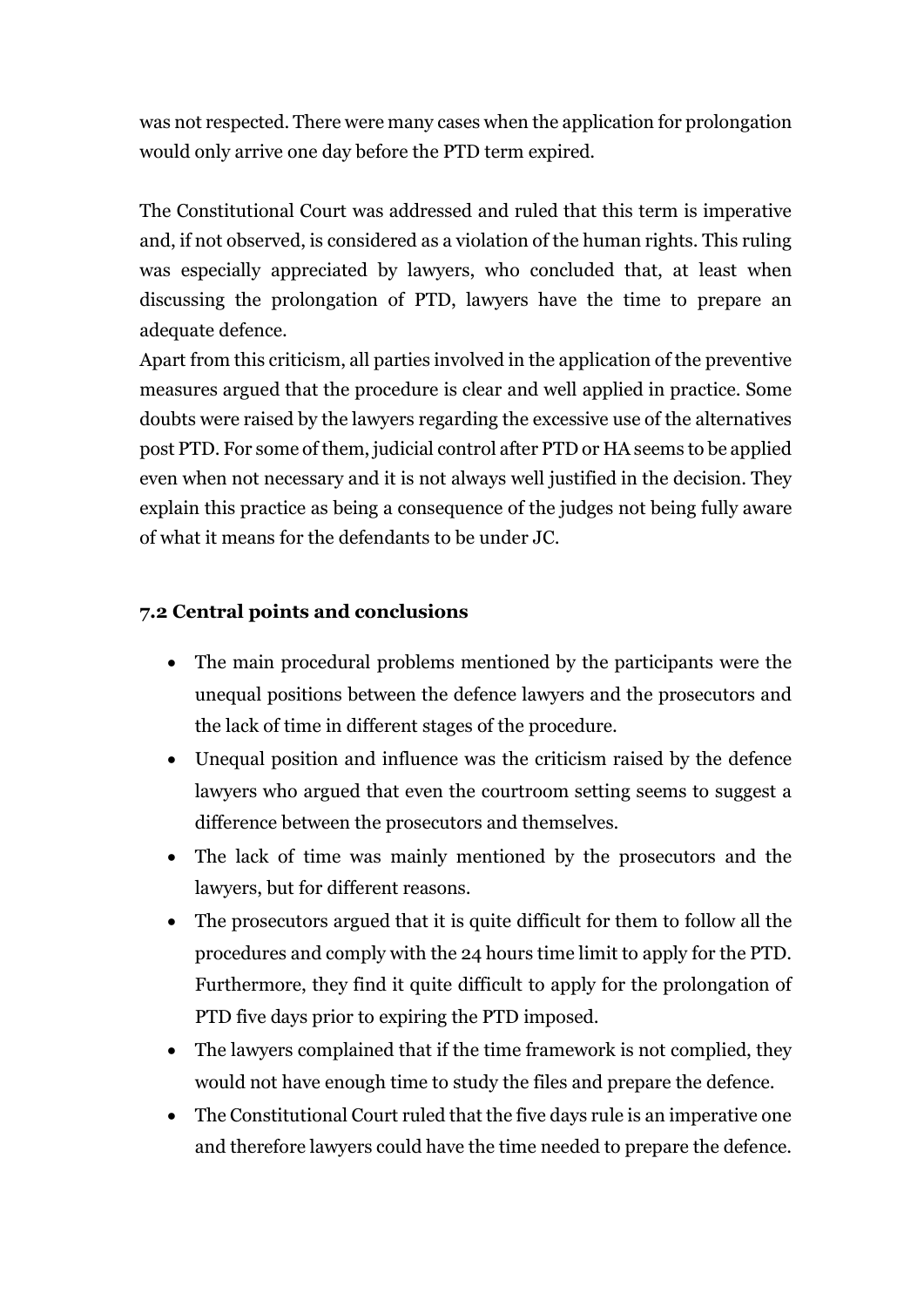was not respected. There were many cases when the application for prolongation would only arrive one day before the PTD term expired.

The Constitutional Court was addressed and ruled that this term is imperative and, if not observed, is considered as a violation of the human rights. This ruling was especially appreciated by lawyers, who concluded that, at least when discussing the prolongation of PTD, lawyers have the time to prepare an adequate defence.

Apart from this criticism, all parties involved in the application of the preventive measures argued that the procedure is clear and well applied in practice. Some doubts were raised by the lawyers regarding the excessive use of the alternatives post PTD. For some of them, judicial control after PTD or HA seems to be applied even when not necessary and it is not always well justified in the decision. They explain this practice as being a consequence of the judges not being fully aware of what it means for the defendants to be under JC.

### 7.2 Central points and conclusions

- The main procedural problems mentioned by the participants were the unequal positions between the defence lawyers and the prosecutors and the lack of time in different stages of the procedure.
- Unequal position and influence was the criticism raised by the defence lawyers who argued that even the courtroom setting seems to suggest a difference between the prosecutors and themselves.
- The lack of time was mainly mentioned by the prosecutors and the lawyers, but for different reasons.
- The prosecutors argued that it is quite difficult for them to follow all the procedures and comply with the 24 hours time limit to apply for the PTD. Furthermore, they find it quite difficult to apply for the prolongation of PTD five days prior to expiring the PTD imposed.
- The lawyers complained that if the time framework is not complied, they would not have enough time to study the files and prepare the defence.
- The Constitutional Court ruled that the five days rule is an imperative one and therefore lawyers could have the time needed to prepare the defence.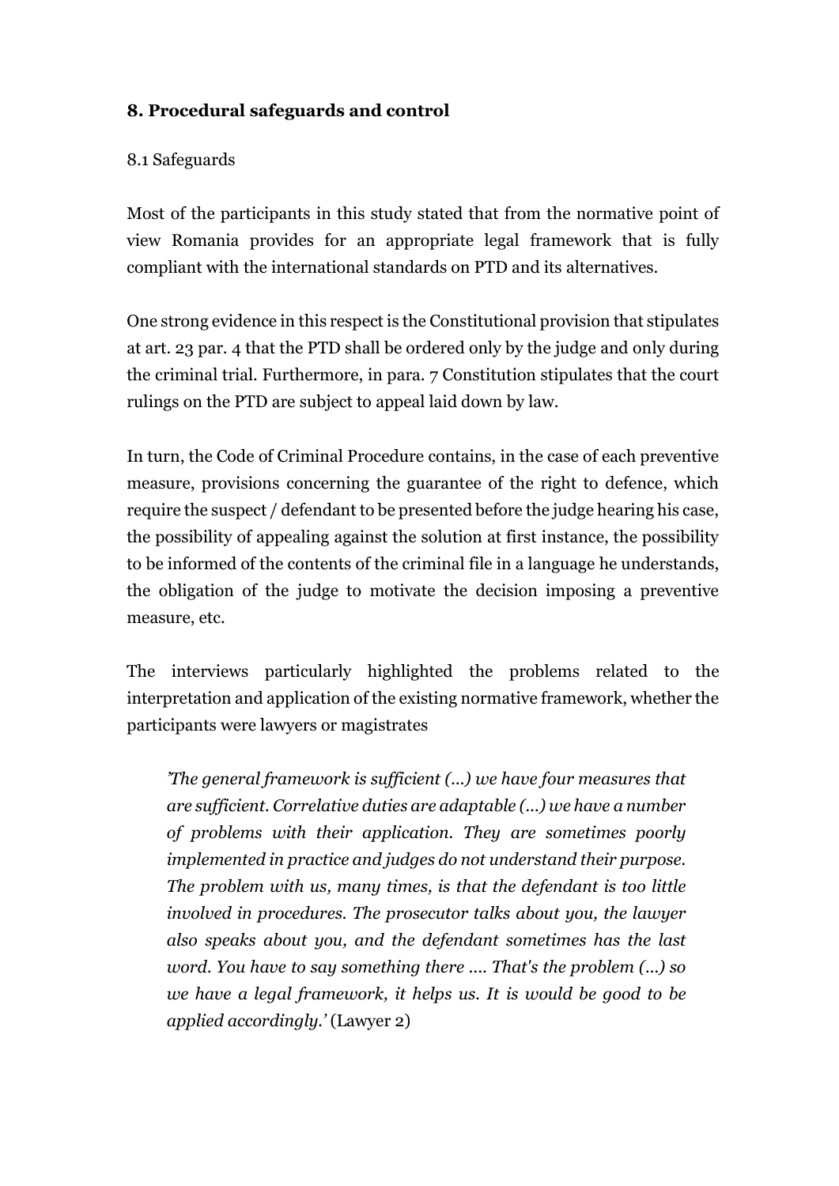## 8. Procedural safeguards and control

### 8.1 Safeguards

Most of the participants in this study stated that from the normative point of view Romania provides for an appropriate legal framework that is fully compliant with the international standards on PTD and its alternatives.

One strong evidence in this respect is the Constitutional provision that stipulates at art. 23 par. 4 that the PTD shall be ordered only by the judge and only during the criminal trial. Furthermore, in para. 7 Constitution stipulates that the court rulings on the PTD are subject to appeal laid down by law.

In turn, the Code of Criminal Procedure contains, in the case of each preventive measure, provisions concerning the guarantee of the right to defence, which require the suspect / defendant to be presented before the judge hearing his case, the possibility of appealing against the solution at first instance, the possibility to be informed of the contents of the criminal file in a language he understands, the obligation of the judge to motivate the decision imposing a preventive measure, etc.

The interviews particularly highlighted the problems related to the interpretation and application of the existing normative framework, whether the participants were lawyers or magistrates

> *'The general framework is sufficient (...) we have four measures that are sufficient. Correlative duties are adaptable (...) we have a number of problems with their application. They are sometimes poorly implemented in practice and judges do not understand their purpose. The problem with us, many times, is that the defendant is too little involved in procedures. The prosecutor talks about you, the lawyer also speaks about you, and the defendant sometimes has the last word. You have to say something there .... That's the problem (...) so we have a legal framework, it helps us. It is would be good to be applied accordingly.'* (Lawyer 2)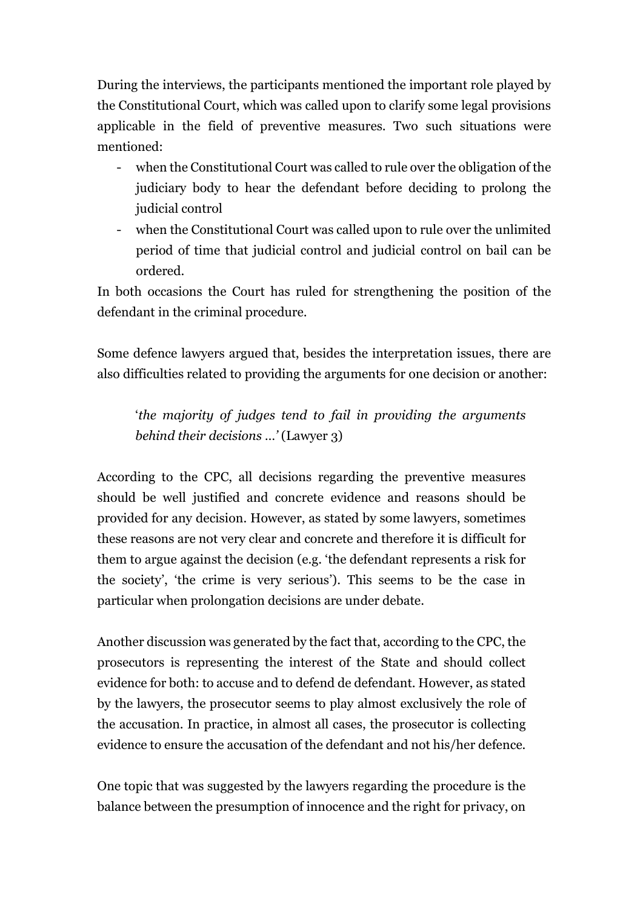During the interviews, the participants mentioned the important role played by the Constitutional Court, which was called upon to clarify some legal provisions applicable in the field of preventive measures. Two such situations were mentioned:

- when the Constitutional Court was called to rule over the obligation of the judiciary body to hear the defendant before deciding to prolong the judicial control
- when the Constitutional Court was called upon to rule over the unlimited period of time that judicial control and judicial control on bail can be ordered.

In both occasions the Court has ruled for strengthening the position of the defendant in the criminal procedure.

Some defence lawyers argued that, besides the interpretation issues, there are also difficulties related to providing the arguments for one decision or another:

> '*the majority of judges tend to fail in providing the arguments behind their decisions …'* (Lawyer 3)

According to the CPC, all decisions regarding the preventive measures should be well justified and concrete evidence and reasons should be provided for any decision. However, as stated by some lawyers, sometimes these reasons are not very clear and concrete and therefore it is difficult for them to argue against the decision (e.g. 'the defendant represents a risk for the society', 'the crime is very serious'). This seems to be the case in particular when prolongation decisions are under debate.

Another discussion was generated by the fact that, according to the CPC, the prosecutors is representing the interest of the State and should collect evidence for both: to accuse and to defend de defendant. However, as stated by the lawyers, the prosecutor seems to play almost exclusively the role of the accusation. In practice, in almost all cases, the prosecutor is collecting evidence to ensure the accusation of the defendant and not his/her defence.

One topic that was suggested by the lawyers regarding the procedure is the balance between the presumption of innocence and the right for privacy, on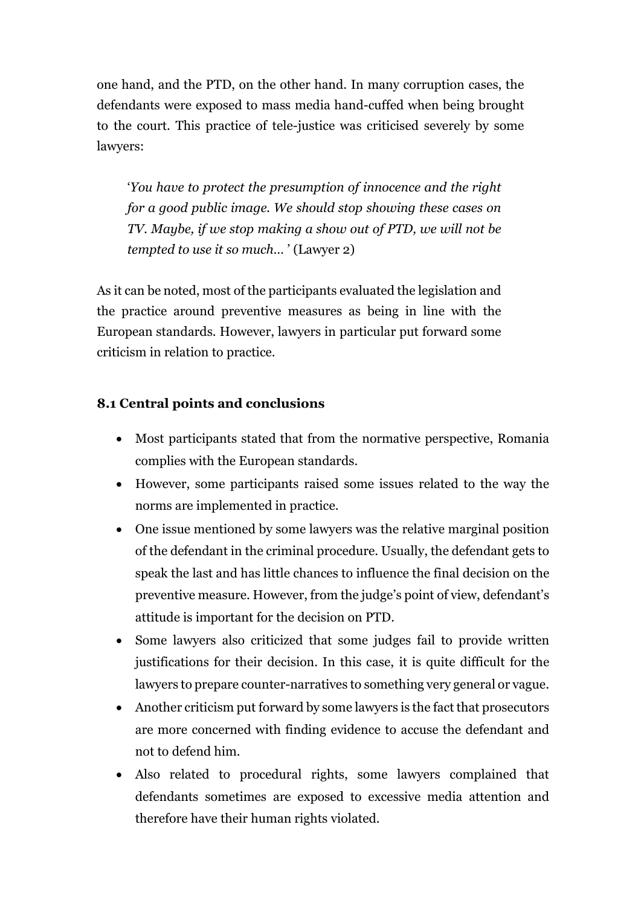one hand, and the PTD, on the other hand. In many corruption cases, the defendants were exposed to mass media hand-cuffed when being brought to the court. This practice of tele-justice was criticised severely by some lawyers:

> '*You have to protect the presumption of innocence and the right for a good public image. We should stop showing these cases on TV. Maybe, if we stop making a show out of PTD, we will not be tempted to use it so much…'* (Lawyer 2)

As it can be noted, most of the participants evaluated the legislation and the practice around preventive measures as being in line with the European standards. However, lawyers in particular put forward some criticism in relation to practice.

### 8.1 Central points and conclusions

- Most participants stated that from the normative perspective, Romania complies with the European standards.
- However, some participants raised some issues related to the way the norms are implemented in practice.
- One issue mentioned by some lawyers was the relative marginal position of the defendant in the criminal procedure. Usually, the defendant gets to speak the last and has little chances to influence the final decision on the preventive measure. However, from the judge's point of view, defendant's attitude is important for the decision on PTD.
- Some lawyers also criticized that some judges fail to provide written justifications for their decision. In this case, it is quite difficult for the lawyers to prepare counter-narratives to something very general or vague.
- Another criticism put forward by some lawyers is the fact that prosecutors are more concerned with finding evidence to accuse the defendant and not to defend him.
- Also related to procedural rights, some lawyers complained that defendants sometimes are exposed to excessive media attention and therefore have their human rights violated.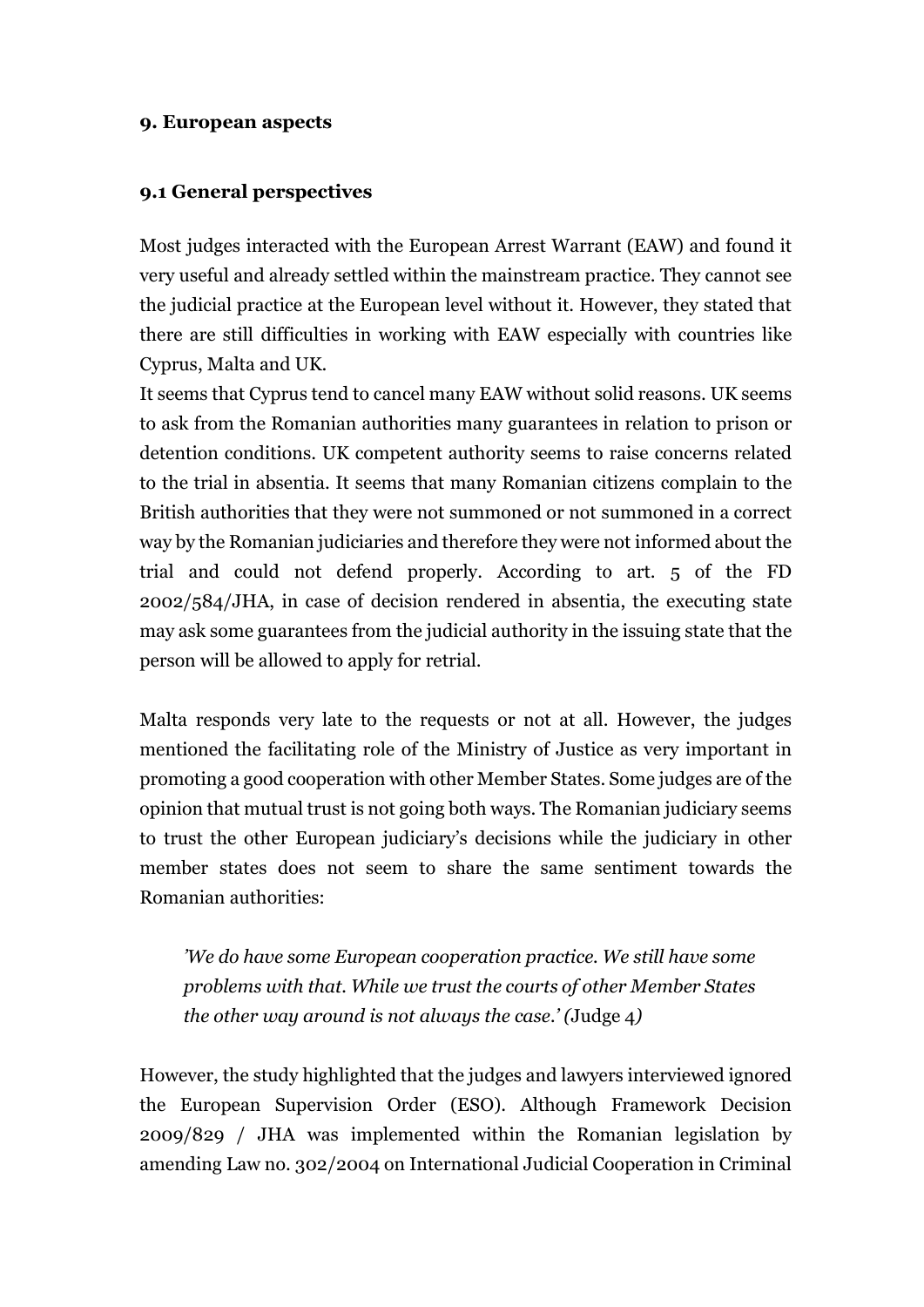## 9. European aspects

### 9.1 General perspectives

Most judges interacted with the European Arrest Warrant (EAW) and found it very useful and already settled within the mainstream practice. They cannot see the judicial practice at the European level without it. However, they stated that there are still difficulties in working with EAW especially with countries like Cyprus, Malta and UK.
It seems that Cyprus tend to cancel many EAW without solid reasons. UK seems to ask from the Romanian authorities many guarantees in relation to prison or detention conditions. UK competent authority seems to raise concerns related to the trial in absentia. It seems that many Romanian citizens complain to the British authorities that they were not summoned or not summoned in a correct way by the Romanian judiciaries and therefore they were not informed about the trial and could not defend properly. According to art. 5 of the FD 2002/584/JHA, in case of decision rendered in absentia, the executing state may ask some guarantees from the judicial authority in the issuing state that the person will be allowed to apply for retrial.

Malta responds very late to the requests or not at all. However, the judges mentioned the facilitating role of the Ministry of Justice as very important in promoting a good cooperation with other Member States. Some judges are of the opinion that mutual trust is not going both ways. The Romanian judiciary seems to trust the other European judiciary's decisions while the judiciary in other member states does not seem to share the same sentiment towards the Romanian authorities:

> *'We do have some European cooperation practice. We still have some problems with that. While we trust the courts of other Member States the other way around is not always the case.' (*Judge 4*)*

However, the study highlighted that the judges and lawyers interviewed ignored the European Supervision Order (ESO). Although Framework Decision 2009/829 / JHA was implemented within the Romanian legislation by amending Law no. 302/2004 on International Judicial Cooperation in Criminal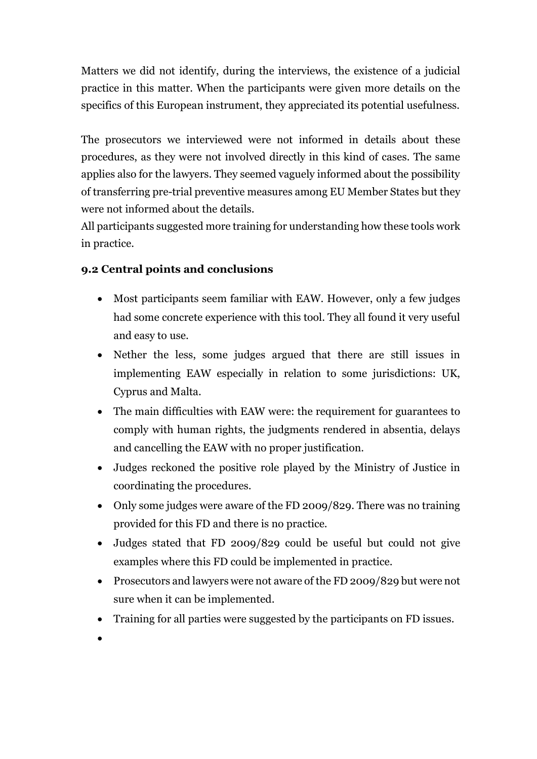Matters we did not identify, during the interviews, the existence of a judicial practice in this matter. When the participants were given more details on the specifics of this European instrument, they appreciated its potential usefulness.

The prosecutors we interviewed were not informed in details about these procedures, as they were not involved directly in this kind of cases. The same applies also for the lawyers. They seemed vaguely informed about the possibility of transferring pre-trial preventive measures among EU Member States but they were not informed about the details.
All participants suggested more training for understanding how these tools work in practice.

### 9.2 Central points and conclusions

- Most participants seem familiar with EAW. However, only a few judges had some concrete experience with this tool. They all found it very useful and easy to use.
- Nether the less, some judges argued that there are still issues in implementing EAW especially in relation to some jurisdictions: UK, Cyprus and Malta.
- The main difficulties with EAW were: the requirement for guarantees to comply with human rights, the judgments rendered in absentia, delays and cancelling the EAW with no proper justification.
- Judges reckoned the positive role played by the Ministry of Justice in coordinating the procedures.
- Only some judges were aware of the FD 2009/829. There was no training provided for this FD and there is no practice.
- Judges stated that FD 2009/829 could be useful but could not give examples where this FD could be implemented in practice.
- Prosecutors and lawyers were not aware of the FD 2009/829 but were not sure when it can be implemented.
- Training for all parties were suggested by the participants on FD issues.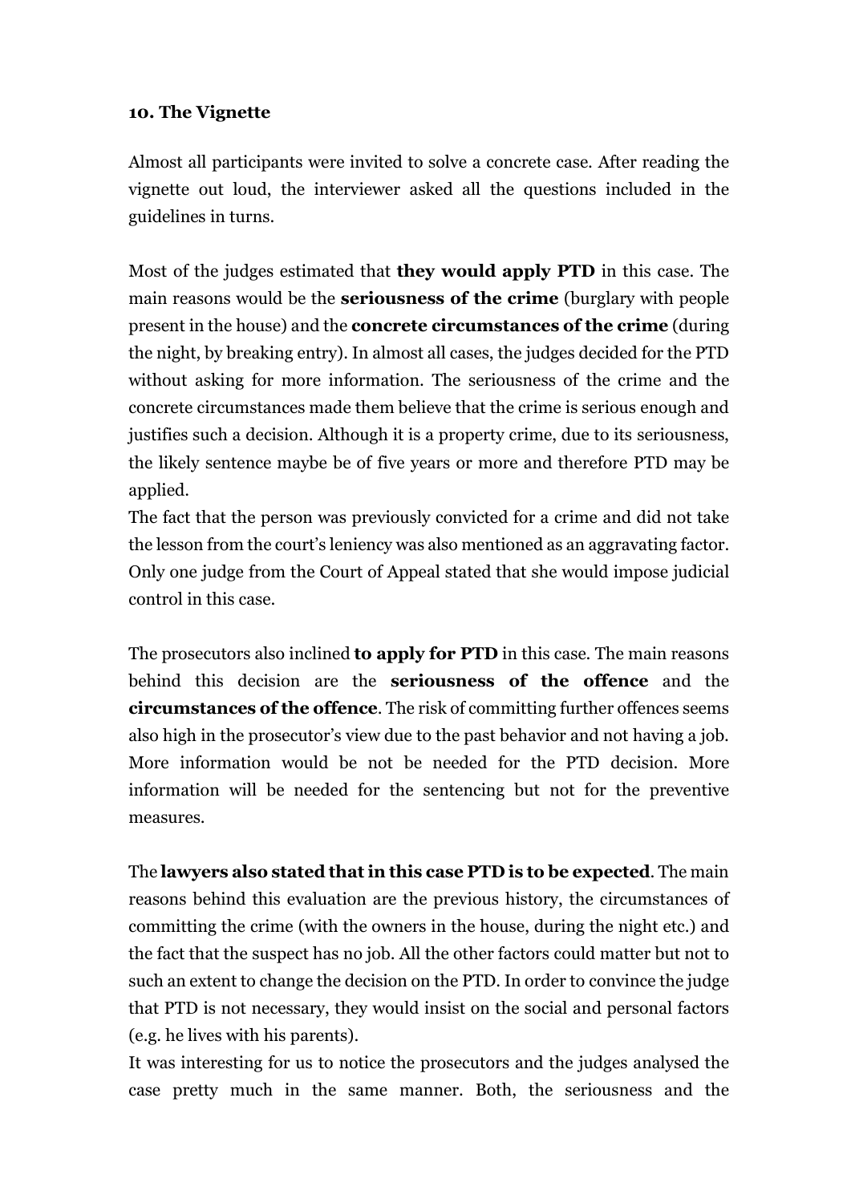### 10. The Vignette

Almost all participants were invited to solve a concrete case. After reading the vignette out loud, the interviewer asked all the questions included in the guidelines in turns.

Most of the judges estimated that **they would apply PTD** in this case. The main reasons would be the **seriousness of the crime** (burglary with people present in the house) and the **concrete circumstances of the crime** (during the night, by breaking entry). In almost all cases, the judges decided for the PTD without asking for more information. The seriousness of the crime and the concrete circumstances made them believe that the crime is serious enough and justifies such a decision. Although it is a property crime, due to its seriousness, the likely sentence maybe be of five years or more and therefore PTD may be applied.

The fact that the person was previously convicted for a crime and did not take the lesson from the court's leniency was also mentioned as an aggravating factor. Only one judge from the Court of Appeal stated that she would impose judicial control in this case.

The prosecutors also inclined **to apply for PTD** in this case. The main reasons behind this decision are the **seriousness of the offence** and the **circumstances of the offence**. The risk of committing further offences seems also high in the prosecutor's view due to the past behavior and not having a job. More information would be not be needed for the PTD decision. More information will be needed for the sentencing but not for the preventive measures.

The **lawyers also stated that in this case PTD is to be expected**. The main reasons behind this evaluation are the previous history, the circumstances of committing the crime (with the owners in the house, during the night etc.) and the fact that the suspect has no job. All the other factors could matter but not to such an extent to change the decision on the PTD. In order to convince the judge that PTD is not necessary, they would insist on the social and personal factors (e.g. he lives with his parents).

It was interesting for us to notice the prosecutors and the judges analysed the case pretty much in the same manner. Both, the seriousness and the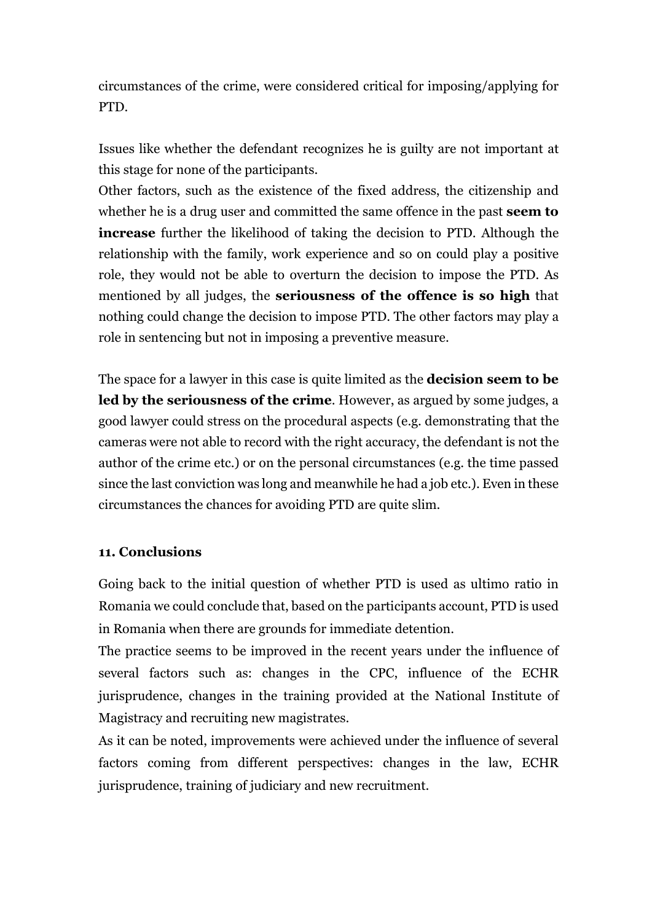circumstances of the crime, were considered critical for imposing/applying for PTD.

Issues like whether the defendant recognizes he is guilty are not important at this stage for none of the participants.

Other factors, such as the existence of the fixed address, the citizenship and whether he is a drug user and committed the same offence in the past **seem to increase** further the likelihood of taking the decision to PTD. Although the relationship with the family, work experience and so on could play a positive role, they would not be able to overturn the decision to impose the PTD. As mentioned by all judges, the **seriousness of the offence is so high** that nothing could change the decision to impose PTD. The other factors may play a role in sentencing but not in imposing a preventive measure.

The space for a lawyer in this case is quite limited as the **decision seem to be led by the seriousness of the crime**. However, as argued by some judges, a good lawyer could stress on the procedural aspects (e.g. demonstrating that the cameras were not able to record with the right accuracy, the defendant is not the author of the crime etc.) or on the personal circumstances (e.g. the time passed since the last conviction was long and meanwhile he had a job etc.). Even in these circumstances the chances for avoiding PTD are quite slim.

### 11. Conclusions

Going back to the initial question of whether PTD is used as ultimo ratio in Romania we could conclude that, based on the participants account, PTD is used in Romania when there are grounds for immediate detention.

The practice seems to be improved in the recent years under the influence of several factors such as: changes in the CPC, influence of the ECHR jurisprudence, changes in the training provided at the National Institute of Magistracy and recruiting new magistrates.

As it can be noted, improvements were achieved under the influence of several factors coming from different perspectives: changes in the law, ECHR jurisprudence, training of judiciary and new recruitment.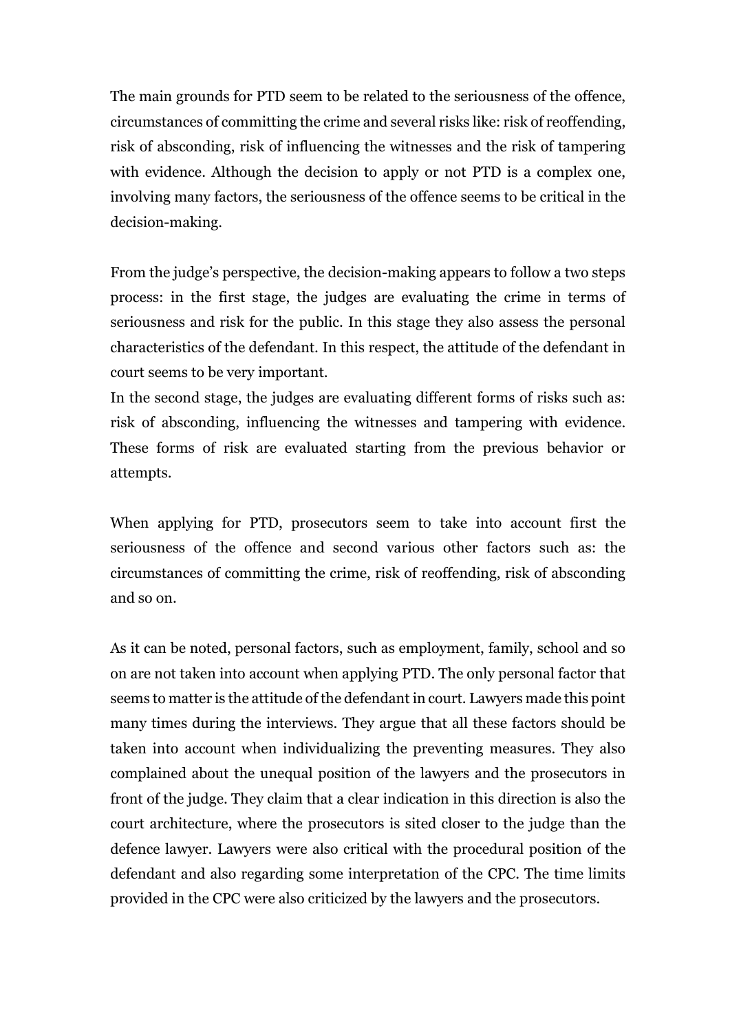The main grounds for PTD seem to be related to the seriousness of the offence, circumstances of committing the crime and several risks like: risk of reoffending, risk of absconding, risk of influencing the witnesses and the risk of tampering with evidence. Although the decision to apply or not PTD is a complex one, involving many factors, the seriousness of the offence seems to be critical in the decision-making.

From the judge's perspective, the decision-making appears to follow a two steps process: in the first stage, the judges are evaluating the crime in terms of seriousness and risk for the public. In this stage they also assess the personal characteristics of the defendant. In this respect, the attitude of the defendant in court seems to be very important.

In the second stage, the judges are evaluating different forms of risks such as: risk of absconding, influencing the witnesses and tampering with evidence. These forms of risk are evaluated starting from the previous behavior or attempts.

When applying for PTD, prosecutors seem to take into account first the seriousness of the offence and second various other factors such as: the circumstances of committing the crime, risk of reoffending, risk of absconding and so on.

As it can be noted, personal factors, such as employment, family, school and so on are not taken into account when applying PTD. The only personal factor that seems to matter is the attitude of the defendant in court. Lawyers made this point many times during the interviews. They argue that all these factors should be taken into account when individualizing the preventing measures. They also complained about the unequal position of the lawyers and the prosecutors in front of the judge. They claim that a clear indication in this direction is also the court architecture, where the prosecutors is sited closer to the judge than the defence lawyer. Lawyers were also critical with the procedural position of the defendant and also regarding some interpretation of the CPC. The time limits provided in the CPC were also criticized by the lawyers and the prosecutors.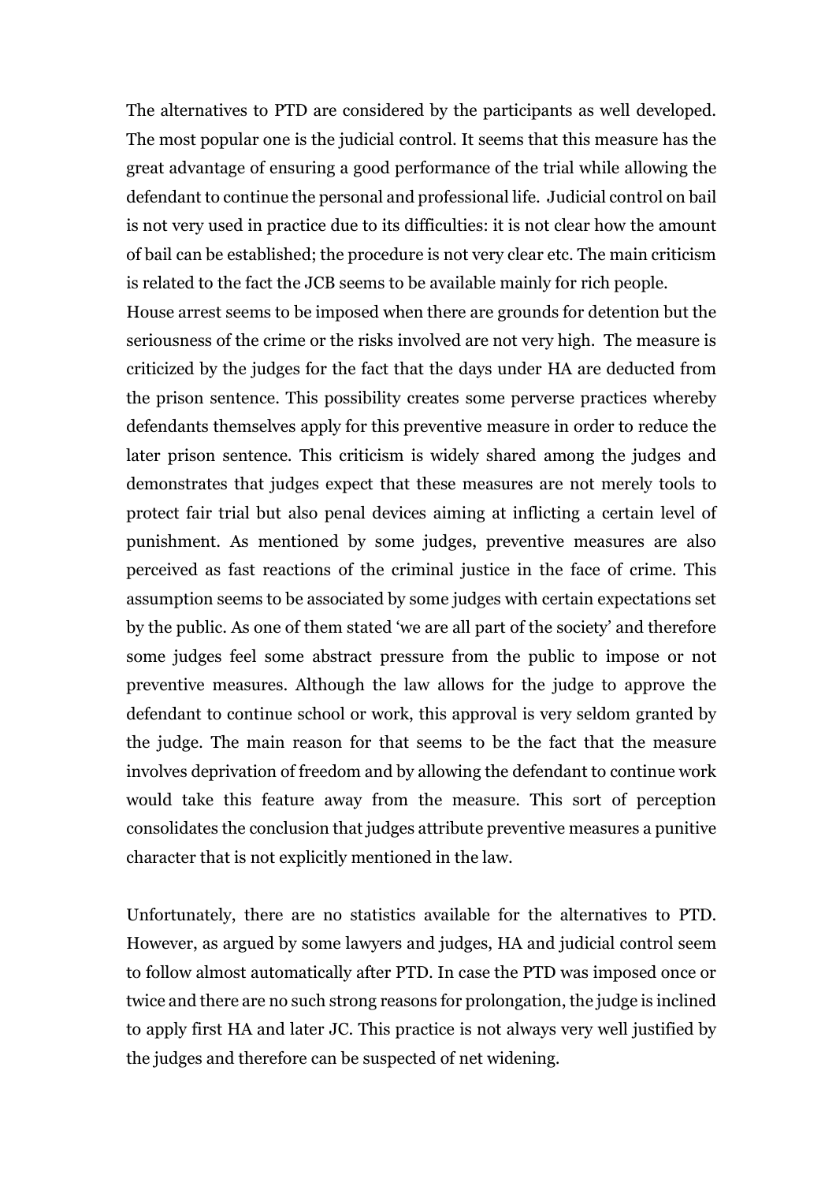The alternatives to PTD are considered by the participants as well developed. The most popular one is the judicial control. It seems that this measure has the great advantage of ensuring a good performance of the trial while allowing the defendant to continue the personal and professional life. Judicial control on bail is not very used in practice due to its difficulties: it is not clear how the amount of bail can be established; the procedure is not very clear etc. The main criticism is related to the fact the JCB seems to be available mainly for rich people.
House arrest seems to be imposed when there are grounds for detention but the seriousness of the crime or the risks involved are not very high. The measure is criticized by the judges for the fact that the days under HA are deducted from the prison sentence. This possibility creates some perverse practices whereby defendants themselves apply for this preventive measure in order to reduce the later prison sentence. This criticism is widely shared among the judges and demonstrates that judges expect that these measures are not merely tools to protect fair trial but also penal devices aiming at inflicting a certain level of punishment. As mentioned by some judges, preventive measures are also perceived as fast reactions of the criminal justice in the face of crime. This assumption seems to be associated by some judges with certain expectations set by the public. As one of them stated 'we are all part of the society' and therefore some judges feel some abstract pressure from the public to impose or not preventive measures. Although the law allows for the judge to approve the defendant to continue school or work, this approval is very seldom granted by the judge. The main reason for that seems to be the fact that the measure involves deprivation of freedom and by allowing the defendant to continue work would take this feature away from the measure. This sort of perception consolidates the conclusion that judges attribute preventive measures a punitive character that is not explicitly mentioned in the law.

Unfortunately, there are no statistics available for the alternatives to PTD. However, as argued by some lawyers and judges, HA and judicial control seem to follow almost automatically after PTD. In case the PTD was imposed once or twice and there are no such strong reasons for prolongation, the judge is inclined to apply first HA and later JC. This practice is not always very well justified by the judges and therefore can be suspected of net widening.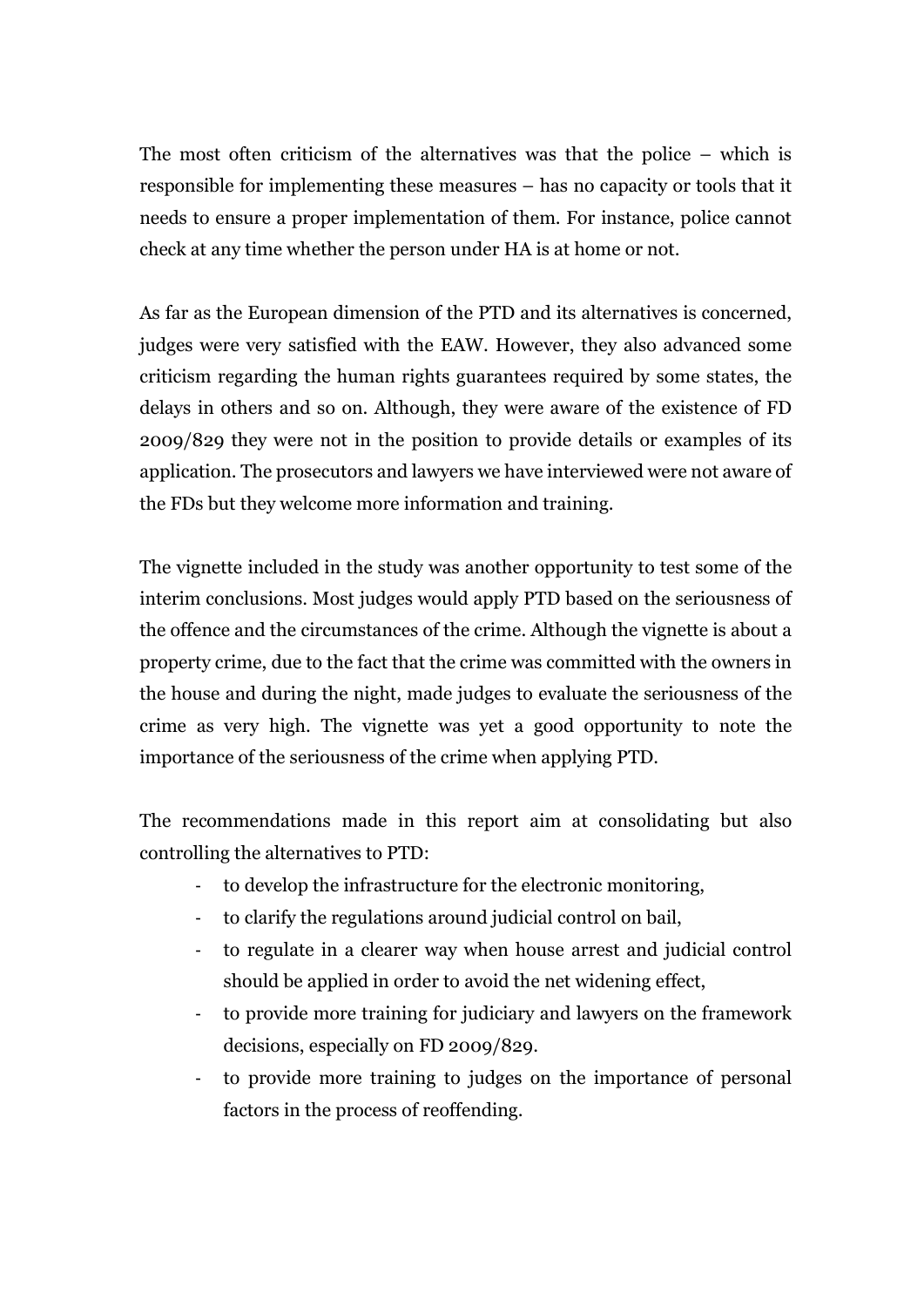The most often criticism of the alternatives was that the police – which is responsible for implementing these measures – has no capacity or tools that it needs to ensure a proper implementation of them. For instance, police cannot check at any time whether the person under HA is at home or not.

As far as the European dimension of the PTD and its alternatives is concerned, judges were very satisfied with the EAW. However, they also advanced some criticism regarding the human rights guarantees required by some states, the delays in others and so on. Although, they were aware of the existence of FD 2009/829 they were not in the position to provide details or examples of its application. The prosecutors and lawyers we have interviewed were not aware of the FDs but they welcome more information and training.

The vignette included in the study was another opportunity to test some of the interim conclusions. Most judges would apply PTD based on the seriousness of the offence and the circumstances of the crime. Although the vignette is about a property crime, due to the fact that the crime was committed with the owners in the house and during the night, made judges to evaluate the seriousness of the crime as very high. The vignette was yet a good opportunity to note the importance of the seriousness of the crime when applying PTD.

The recommendations made in this report aim at consolidating but also controlling the alternatives to PTD:

- to develop the infrastructure for the electronic monitoring,
- to clarify the regulations around judicial control on bail,
- to regulate in a clearer way when house arrest and judicial control should be applied in order to avoid the net widening effect,
- to provide more training for judiciary and lawyers on the framework decisions, especially on FD 2009/829.
- to provide more training to judges on the importance of personal factors in the process of reoffending.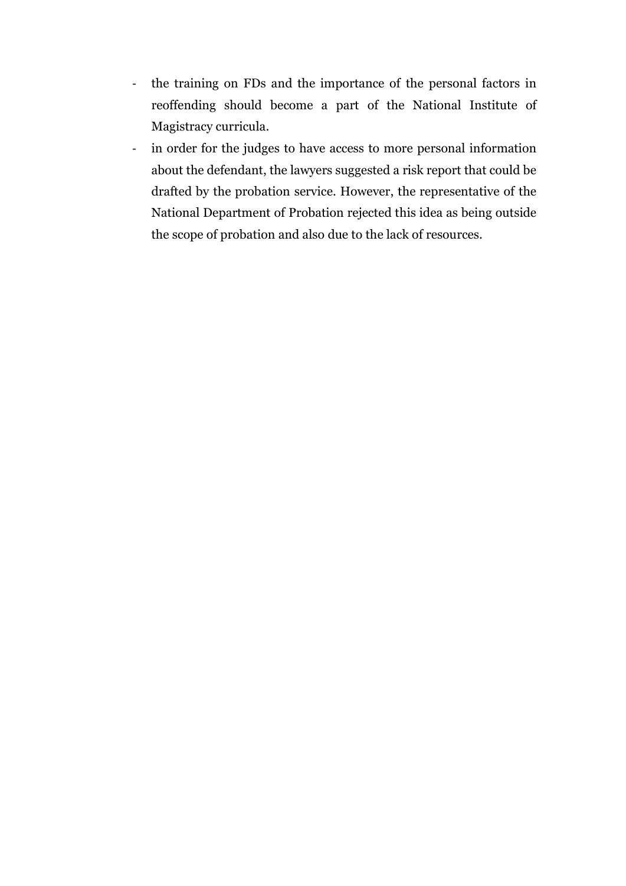- the training on FDs and the importance of the personal factors in reoffending should become a part of the National Institute of Magistracy curricula.
- in order for the judges to have access to more personal information about the defendant, the lawyers suggested a risk report that could be drafted by the probation service. However, the representative of the National Department of Probation rejected this idea as being outside the scope of probation and also due to the lack of resources.